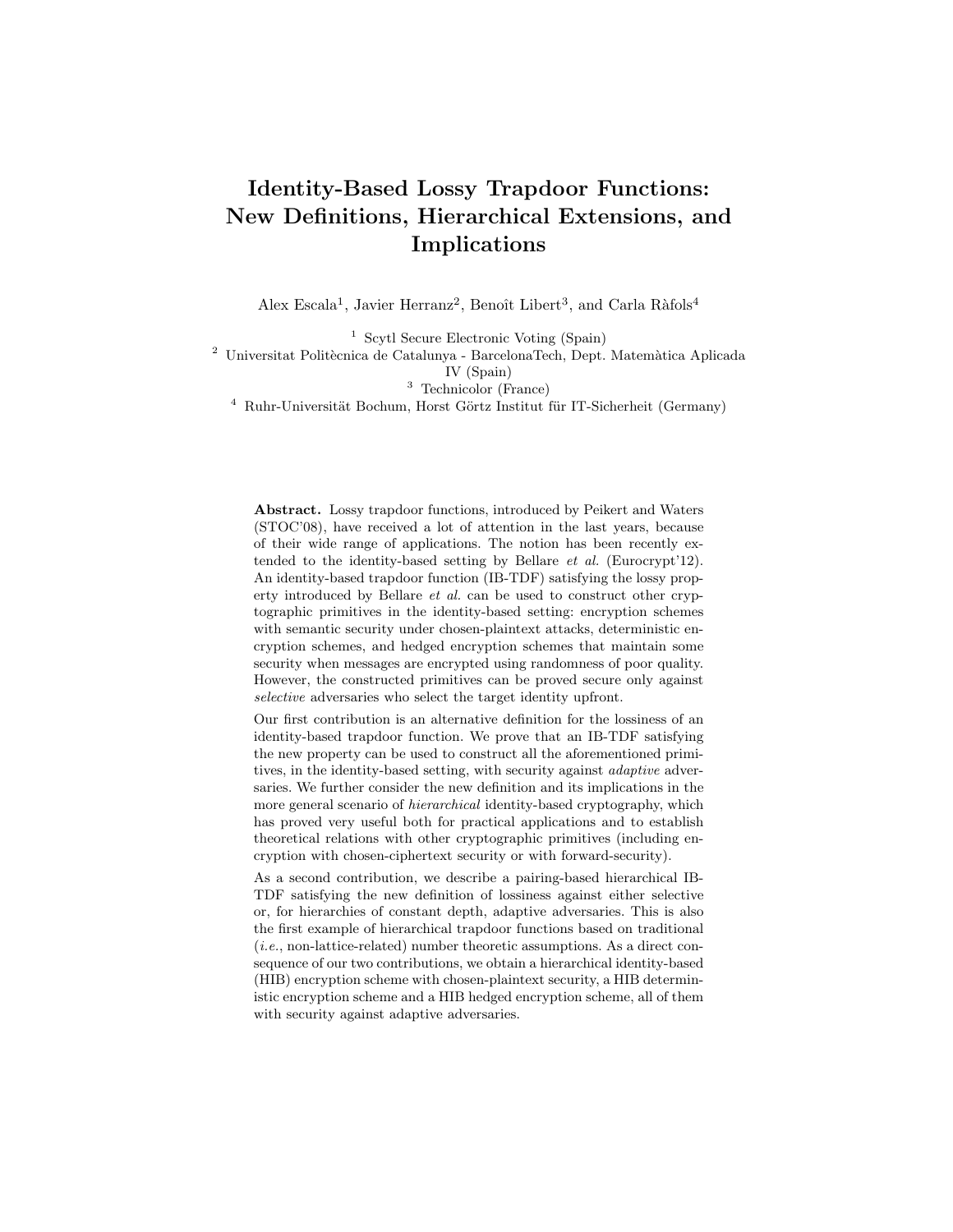# Identity-Based Lossy Trapdoor Functions: New Definitions, Hierarchical Extensions, and Implications

Alex Escala[1], Javier Herranz[2], Benoît Libert[3], and Carla Ràfols[4]

[1] Scytl Secure Electronic Voting (Spain)
[2] Universitat Politècnica de Catalunya - BarcelonaTech, Dept. Matemàtica Aplicada IV (Spain)
[3] Technicolor (France)
[4] Ruhr-Universität Bochum, Horst Görtz Institut für IT-Sicherheit (Germany)

**Abstract.** Lossy trapdoor functions, introduced by Peikert and Waters (STOC'08), have received a lot of attention in the last years, because of their wide range of applications. The notion has been recently extended to the identity-based setting by Bellare *et al.* (Eurocrypt'12). An identity-based trapdoor function (IB-TDF) satisfying the lossy property introduced by Bellare *et al.* can be used to construct other cryptographic primitives in the identity-based setting: encryption schemes with semantic security under chosen-plaintext attacks, deterministic encryption schemes, and hedged encryption schemes that maintain some security when messages are encrypted using randomness of poor quality. However, the constructed primitives can be proved secure only against *selective* adversaries who select the target identity upfront.

Our first contribution is an alternative definition for the lossiness of an identity-based trapdoor function. We prove that an IB-TDF satisfying the new property can be used to construct all the aforementioned primitives, in the identity-based setting, with security against *adaptive* adversaries. We further consider the new definition and its implications in the more general scenario of *hierarchical* identity-based cryptography, which has proved very useful both for practical applications and to establish theoretical relations with other cryptographic primitives (including encryption with chosen-ciphertext security or with forward-security).

As a second contribution, we describe a pairing-based hierarchical IB-TDF satisfying the new definition of lossiness against either selective or, for hierarchies of constant depth, adaptive adversaries. This is also the first example of hierarchical trapdoor functions based on traditional (*i.e.*, non-lattice-related) number theoretic assumptions. As a direct consequence of our two contributions, we obtain a hierarchical identity-based (HIB) encryption scheme with chosen-plaintext security, a HIB deterministic encryption scheme and a HIB hedged encryption scheme, all of them with security against adaptive adversaries.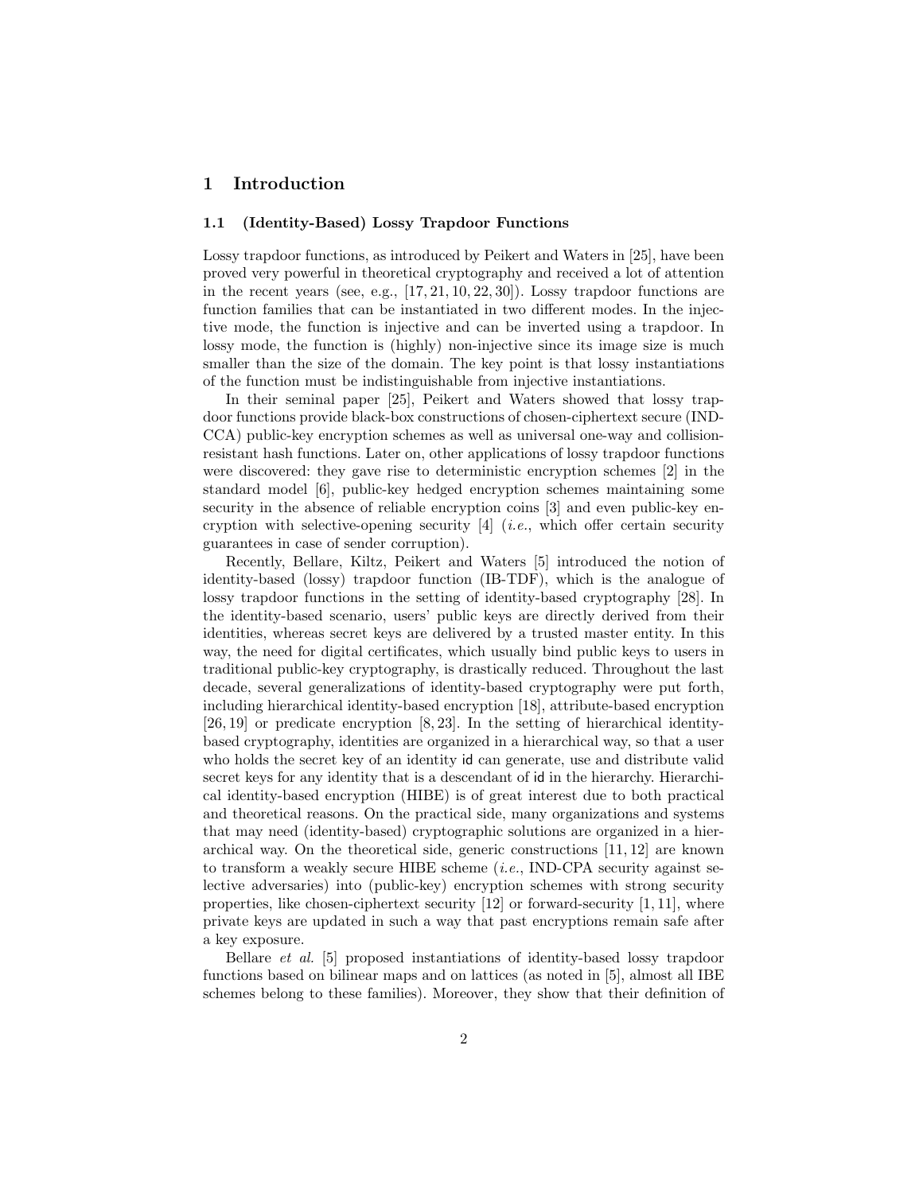# 1 Introduction

## 1.1 (Identity-Based) Lossy Trapdoor Functions

Lossy trapdoor functions, as introduced by Peikert and Waters in [25], have been proved very powerful in theoretical cryptography and received a lot of attention in the recent years (see, e.g., [17, 21, 10, 22, 30]). Lossy trapdoor functions are function families that can be instantiated in two different modes. In the injective mode, the function is injective and can be inverted using a trapdoor. In lossy mode, the function is (highly) non-injective since its image size is much smaller than the size of the domain. The key point is that lossy instantiations of the function must be indistinguishable from injective instantiations.

In their seminal paper [25], Peikert and Waters showed that lossy trapdoor functions provide black-box constructions of chosen-ciphertext secure (IND-CCA) public-key encryption schemes as well as universal one-way and collision-resistant hash functions. Later on, other applications of lossy trapdoor functions were discovered: they gave rise to deterministic encryption schemes [2] in the standard model [6], public-key hedged encryption schemes maintaining some security in the absence of reliable encryption coins [3] and even public-key encryption with selective-opening security [4] (*i.e.*, which offer certain security guarantees in case of sender corruption).

Recently, Bellare, Kiltz, Peikert and Waters [5] introduced the notion of identity-based (lossy) trapdoor function (IB-TDF), which is the analogue of lossy trapdoor functions in the setting of identity-based cryptography [28]. In the identity-based scenario, users' public keys are directly derived from their identities, whereas secret keys are delivered by a trusted master entity. In this way, the need for digital certificates, which usually bind public keys to users in traditional public-key cryptography, is drastically reduced. Throughout the last decade, several generalizations of identity-based cryptography were put forth, including hierarchical identity-based encryption [18], attribute-based encryption [26, 19] or predicate encryption [8, 23]. In the setting of hierarchical identity-based cryptography, identities are organized in a hierarchical way, so that a user who holds the secret key of an identity $\mathsf{id}$ can generate, use and distribute valid secret keys for any identity that is a descendant of $\mathsf{id}$ in the hierarchy. Hierarchical identity-based encryption (HIBE) is of great interest due to both practical and theoretical reasons. On the practical side, many organizations and systems that may need (identity-based) cryptographic solutions are organized in a hierarchical way. On the theoretical side, generic constructions [11, 12] are known to transform a weakly secure HIBE scheme (*i.e.*, IND-CPA security against selective adversaries) into (public-key) encryption schemes with strong security properties, like chosen-ciphertext security [12] or forward-security [1, 11], where private keys are updated in such a way that past encryptions remain safe after a key exposure.

Bellare *et al.* [5] proposed instantiations of identity-based lossy trapdoor functions based on bilinear maps and on lattices (as noted in [5], almost all IBE schemes belong to these families). Moreover, they show that their definition of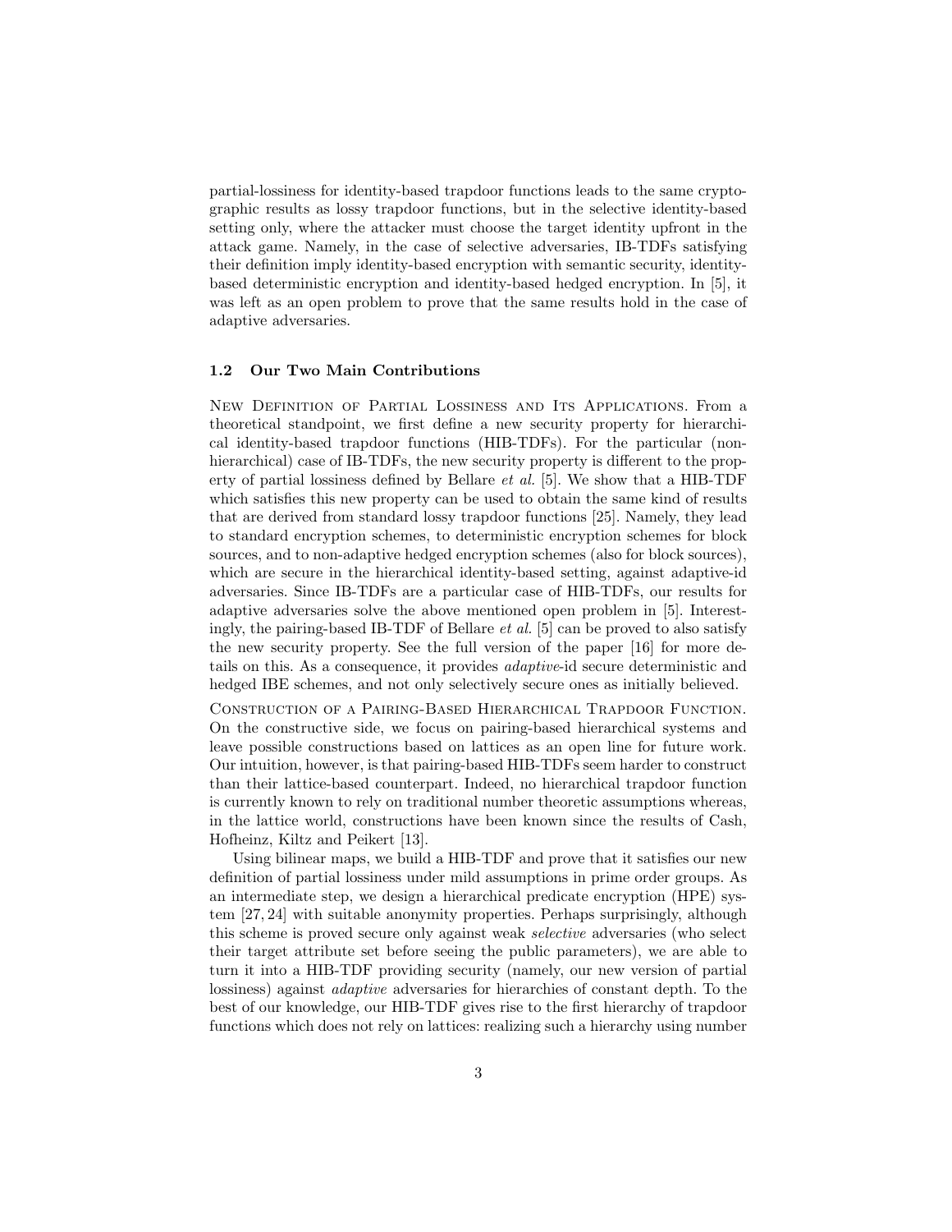partial-lossiness for identity-based trapdoor functions leads to the same cryptographic results as lossy trapdoor functions, but in the selective identity-based setting only, where the attacker must choose the target identity upfront in the attack game. Namely, in the case of selective adversaries, IB-TDFs satisfying their definition imply identity-based encryption with semantic security, identity-based deterministic encryption and identity-based hedged encryption. In [5], it was left as an open problem to prove that the same results hold in the case of adaptive adversaries.

### 1.2 Our Two Main Contributions

New Definition of Partial Lossiness and Its Applications. From a theoretical standpoint, we first define a new security property for hierarchical identity-based trapdoor functions (HIB-TDFs). For the particular (non-hierarchical) case of IB-TDFs, the new security property is different to the property of partial lossiness defined by Bellare *et al.* [5]. We show that a HIB-TDF which satisfies this new property can be used to obtain the same kind of results that are derived from standard lossy trapdoor functions [25]. Namely, they lead to standard encryption schemes, to deterministic encryption schemes for block sources, and to non-adaptive hedged encryption schemes (also for block sources), which are secure in the hierarchical identity-based setting, against adaptive-id adversaries. Since IB-TDFs are a particular case of HIB-TDFs, our results for adaptive adversaries solve the above mentioned open problem in [5]. Interestingly, the pairing-based IB-TDF of Bellare *et al.* [5] can be proved to also satisfy the new security property. See the full version of the paper [16] for more details on this. As a consequence, it provides *adaptive*-id secure deterministic and hedged IBE schemes, and not only selectively secure ones as initially believed.

Construction of a Pairing-Based Hierarchical Trapdoor Function. On the constructive side, we focus on pairing-based hierarchical systems and leave possible constructions based on lattices as an open line for future work. Our intuition, however, is that pairing-based HIB-TDFs seem harder to construct than their lattice-based counterpart. Indeed, no hierarchical trapdoor function is currently known to rely on traditional number theoretic assumptions whereas, in the lattice world, constructions have been known since the results of Cash, Hofheinz, Kiltz and Peikert [13].

Using bilinear maps, we build a HIB-TDF and prove that it satisfies our new definition of partial lossiness under mild assumptions in prime order groups. As an intermediate step, we design a hierarchical predicate encryption (HPE) system [27, 24] with suitable anonymity properties. Perhaps surprisingly, although this scheme is proved secure only against weak *selective* adversaries (who select their target attribute set before seeing the public parameters), we are able to turn it into a HIB-TDF providing security (namely, our new version of partial lossiness) against *adaptive* adversaries for hierarchies of constant depth. To the best of our knowledge, our HIB-TDF gives rise to the first hierarchy of trapdoor functions which does not rely on lattices: realizing such a hierarchy using number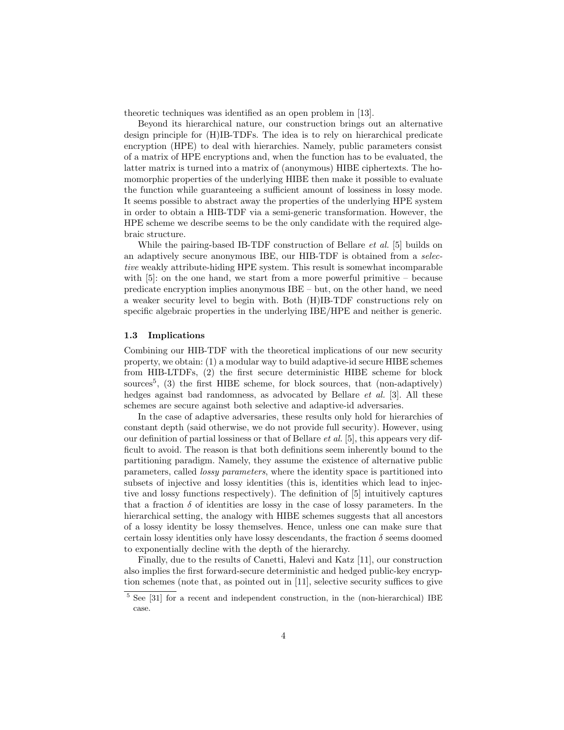theoretic techniques was identified as an open problem in [13].

Beyond its hierarchical nature, our construction brings out an alternative design principle for (H)IB-TDFs. The idea is to rely on hierarchical predicate encryption (HPE) to deal with hierarchies. Namely, public parameters consist of a matrix of HPE encryptions and, when the function has to be evaluated, the latter matrix is turned into a matrix of (anonymous) HIBE ciphertexts. The homomorphic properties of the underlying HIBE then make it possible to evaluate the function while guaranteeing a sufficient amount of lossiness in lossy mode. It seems possible to abstract away the properties of the underlying HPE system in order to obtain a HIB-TDF via a semi-generic transformation. However, the HPE scheme we describe seems to be the only candidate with the required algebraic structure.

While the pairing-based IB-TDF construction of Bellare *et al.* [5] builds on an adaptively secure anonymous IBE, our HIB-TDF is obtained from a *selective* weakly attribute-hiding HPE system. This result is somewhat incomparable with [5]: on the one hand, we start from a more powerful primitive – because predicate encryption implies anonymous IBE – but, on the other hand, we need a weaker security level to begin with. Both (H)IB-TDF constructions rely on specific algebraic properties in the underlying IBE/HPE and neither is generic.

### 1.3 Implications

Combining our HIB-TDF with the theoretical implications of our new security property, we obtain: (1) a modular way to build adaptive-id secure HIBE schemes from HIB-LTDFs, (2) the first secure deterministic HIBE scheme for block sources[5], (3) the first HIBE scheme, for block sources, that (non-adaptively) hedges against bad randomness, as advocated by Bellare *et al.* [3]. All these schemes are secure against both selective and adaptive-id adversaries.

In the case of adaptive adversaries, these results only hold for hierarchies of constant depth (said otherwise, we do not provide full security). However, using our definition of partial lossiness or that of Bellare *et al.* [5], this appears very difficult to avoid. The reason is that both definitions seem inherently bound to the partitioning paradigm. Namely, they assume the existence of alternative public parameters, called *lossy parameters*, where the identity space is partitioned into subsets of injective and lossy identities (this is, identities which lead to injective and lossy functions respectively). The definition of [5] intuitively captures that a fraction $\delta$ of identities are lossy in the case of lossy parameters. In the hierarchical setting, the analogy with HIBE schemes suggests that all ancestors of a lossy identity be lossy themselves. Hence, unless one can make sure that certain lossy identities only have lossy descendants, the fraction $\delta$ seems doomed to exponentially decline with the depth of the hierarchy.

Finally, due to the results of Canetti, Halevi and Katz [11], our construction also implies the first forward-secure deterministic and hedged public-key encryption schemes (note that, as pointed out in [11], selective security suffices to give

[5] See [31] for a recent and independent construction, in the (non-hierarchical) IBE case.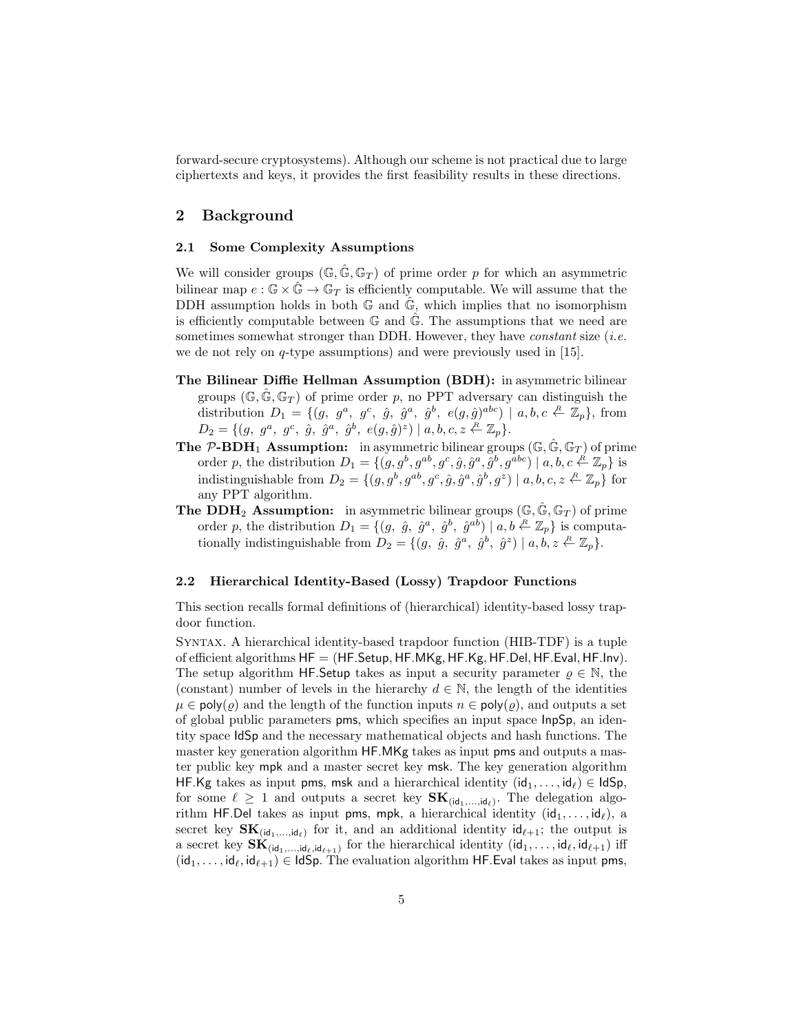forward-secure cryptosystems). Although our scheme is not practical due to large ciphertexts and keys, it provides the first feasibility results in these directions.

## 2 Background

### 2.1 Some Complexity Assumptions

We will consider groups $(\mathbb{G}, \hat{\mathbb{G}}, \mathbb{G}_T)$ of prime order $p$ for which an asymmetric bilinear map $e : \mathbb{G} \times \hat{\mathbb{G}} \to \mathbb{G}_T$ is efficiently computable. We will assume that the DDH assumption holds in both $\mathbb{G}$ and $\hat{\mathbb{G}}$, which implies that no isomorphism is efficiently computable between $\mathbb{G}$ and $\hat{\mathbb{G}}$. The assumptions that we need are sometimes somewhat stronger than DDH. However, they have *constant* size (*i.e.* we de not rely on $q$-type assumptions) and were previously used in [15].

- **The Bilinear Diffie Hellman Assumption (BDH):** in asymmetric bilinear groups $(\mathbb{G}, \hat{\mathbb{G}}, \mathbb{G}_T)$ of prime order $p$, no PPT adversary can distinguish the distribution $D_1 = \{(g,\ g^a,\ g^c,\ \hat{g},\ \hat{g}^a,\ \hat{g}^b,\ e(g,\hat{g})^{abc}) \mid a,b,c \xleftarrow{R} \mathbb{Z}_p\}$, from $D_2 = \{(g,\ g^a,\ g^c,\ \hat{g},\ \hat{g}^a,\ \hat{g}^b,\ e(g,\hat{g})^z) \mid a,b,c,z \xleftarrow{R} \mathbb{Z}_p\}$.
- **The $\mathcal{P}$-BDH$_1$ Assumption:** in asymmetric bilinear groups $(\mathbb{G}, \hat{\mathbb{G}}, \mathbb{G}_T)$ of prime order $p$, the distribution $D_1 = \{(g, g^b, g^{ab}, g^c, \hat{g}, \hat{g}^a, \hat{g}^b, g^{abc}) \mid a,b,c \xleftarrow{R} \mathbb{Z}_p\}$ is indistinguishable from $D_2 = \{(g, g^b, g^{ab}, g^c, \hat{g}, \hat{g}^a, \hat{g}^b, g^z) \mid a,b,c,z \xleftarrow{R} \mathbb{Z}_p\}$ for any PPT algorithm.
- **The DDH$_2$ Assumption:** in asymmetric bilinear groups $(\mathbb{G}, \hat{\mathbb{G}}, \mathbb{G}_T)$ of prime order $p$, the distribution $D_1 = \{(g,\ \hat{g},\ \hat{g}^a,\ \hat{g}^b,\ \hat{g}^{ab}) \mid a,b \xleftarrow{R} \mathbb{Z}_p\}$ is computationally indistinguishable from $D_2 = \{(g,\ \hat{g},\ \hat{g}^a,\ \hat{g}^b,\ \hat{g}^z) \mid a,b,z \xleftarrow{R} \mathbb{Z}_p\}$.

### 2.2 Hierarchical Identity-Based (Lossy) Trapdoor Functions

This section recalls formal definitions of (hierarchical) identity-based lossy trapdoor function.

Syntax. A hierarchical identity-based trapdoor function (HIB-TDF) is a tuple of efficient algorithms $\mathsf{HF} = (\mathsf{HF.Setup}, \mathsf{HF.MKg}, \mathsf{HF.Kg}, \mathsf{HF.Del}, \mathsf{HF.Eval}, \mathsf{HF.Inv})$. The setup algorithm $\mathsf{HF.Setup}$ takes as input a security parameter $\varrho \in \mathbb{N}$, the (constant) number of levels in the hierarchy $d \in \mathbb{N}$, the length of the identities $\mu \in \mathsf{poly}(\varrho)$ and the length of the function inputs $n \in \mathsf{poly}(\varrho)$, and outputs a set of global public parameters $\mathsf{pms}$, which specifies an input space $\mathsf{InpSp}$, an identity space $\mathsf{IdSp}$ and the necessary mathematical objects and hash functions. The master key generation algorithm $\mathsf{HF.MKg}$ takes as input $\mathsf{pms}$ and outputs a master public key $\mathsf{mpk}$ and a master secret key $\mathsf{msk}$. The key generation algorithm $\mathsf{HF.Kg}$ takes as input $\mathsf{pms}$, $\mathsf{msk}$ and a hierarchical identity $(\mathsf{id}_1, \ldots, \mathsf{id}_\ell) \in \mathsf{IdSp}$, for some $\ell \geq 1$ and outputs a secret key $\mathbf{SK}_{(\mathsf{id}_1,\ldots,\mathsf{id}_\ell)}$. The delegation algorithm $\mathsf{HF.Del}$ takes as input $\mathsf{pms}$, $\mathsf{mpk}$, a hierarchical identity $(\mathsf{id}_1, \ldots, \mathsf{id}_\ell)$, a secret key $\mathbf{SK}_{(\mathsf{id}_1,\ldots,\mathsf{id}_\ell)}$ for it, and an additional identity $\mathsf{id}_{\ell+1}$; the output is a secret key $\mathbf{SK}_{(\mathsf{id}_1,\ldots,\mathsf{id}_\ell,\mathsf{id}_{\ell+1})}$ for the hierarchical identity $(\mathsf{id}_1, \ldots, \mathsf{id}_\ell, \mathsf{id}_{\ell+1})$ iff $(\mathsf{id}_1, \ldots, \mathsf{id}_\ell, \mathsf{id}_{\ell+1}) \in \mathsf{IdSp}$. The evaluation algorithm $\mathsf{HF.Eval}$ takes as input $\mathsf{pms}$,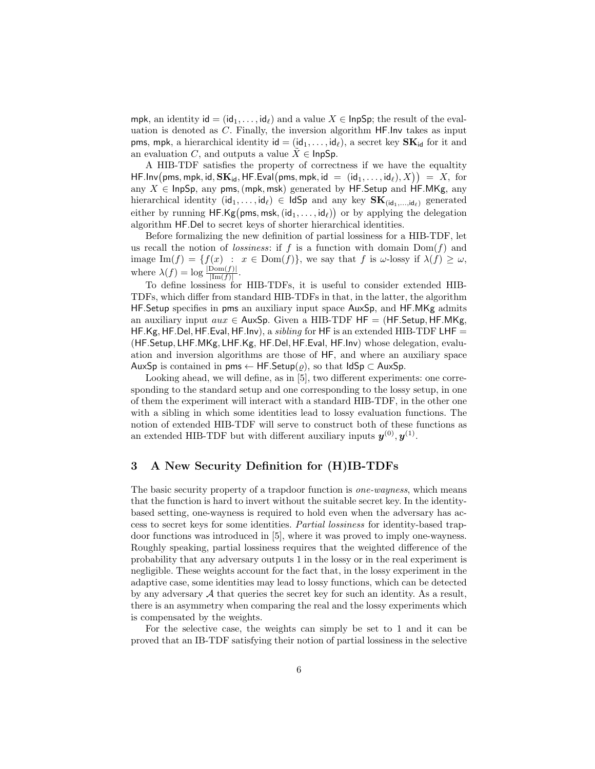mpk, an identity $\mathsf{id} = (\mathsf{id}_1, \ldots, \mathsf{id}_\ell)$ and a value $X \in \mathsf{InpSp}$; the result of the evaluation is denoted as $C$. Finally, the inversion algorithm HF.Inv takes as input pms, mpk, a hierarchical identity $\mathsf{id} = (\mathsf{id}_1, \ldots, \mathsf{id}_\ell)$, a secret key $\mathbf{SK}_{\mathsf{id}}$ for it and an evaluation $C$, and outputs a value $\tilde{X} \in \mathsf{InpSp}$.

A HIB-TDF satisfies the property of correctness if we have the equaltity $\mathsf{HF.Inv}\big(\mathsf{pms}, \mathsf{mpk}, \mathsf{id}, \mathbf{SK}_{\mathsf{id}}, \mathsf{HF.Eval}\big(\mathsf{pms}, \mathsf{mpk}, \mathsf{id} = (\mathsf{id}_1, \ldots, \mathsf{id}_\ell), X\big)\big) = X$, for any $X \in \mathsf{InpSp}$, any pms, (mpk, msk) generated by HF.Setup and HF.MKg, any hierarchical identity $(\mathsf{id}_1, \ldots, \mathsf{id}_\ell) \in \mathsf{IdSp}$ and any key $\mathbf{SK}_{(\mathsf{id}_1, \ldots, \mathsf{id}_\ell)}$ generated either by running $\mathsf{HF.Kg}\big(\mathsf{pms}, \mathsf{msk}, (\mathsf{id}_1, \ldots, \mathsf{id}_\ell)\big)$ or by applying the delegation algorithm HF.Del to secret keys of shorter hierarchical identities.

Before formalizing the new definition of partial lossiness for a HIB-TDF, let us recall the notion of *lossiness*: if $f$ is a function with domain $\mathrm{Dom}(f)$ and image $\mathrm{Im}(f) = \{f(x) \ : \ x \in \mathrm{Dom}(f)\}$, we say that $f$ is $\omega$-lossy if $\lambda(f) \geq \omega$, where $\lambda(f) = \log \frac{|\mathrm{Dom}(f)|}{|\mathrm{Im}(f)|}$.

To define lossiness for HIB-TDFs, it is useful to consider extended HIB-TDFs, which differ from standard HIB-TDFs in that, in the latter, the algorithm HF.Setup specifies in pms an auxiliary input space AuxSp, and HF.MKg admits an auxiliary input $aux \in \mathsf{AuxSp}$. Given a HIB-TDF HF = (HF.Setup, HF.MKg, HF.Kg, HF.Del, HF.Eval, HF.Inv), a *sibling* for HF is an extended HIB-TDF LHF = (HF.Setup, LHF.MKg, LHF.Kg, HF.Del, HF.Eval, HF.Inv) whose delegation, evaluation and inversion algorithms are those of HF, and where an auxiliary space AuxSp is contained in $\mathsf{pms} \leftarrow \mathsf{HF.Setup}(\varrho)$, so that $\mathsf{IdSp} \subset \mathsf{AuxSp}$.

Looking ahead, we will define, as in [5], two different experiments: one corresponding to the standard setup and one corresponding to the lossy setup, in one of them the experiment will interact with a standard HIB-TDF, in the other one with a sibling in which some identities lead to lossy evaluation functions. The notion of extended HIB-TDF will serve to construct both of these functions as an extended HIB-TDF but with different auxiliary inputs $\boldsymbol{y}^{(0)}, \boldsymbol{y}^{(1)}$.

## 3 A New Security Definition for (H)IB-TDFs

The basic security property of a trapdoor function is *one-wayness*, which means that the function is hard to invert without the suitable secret key. In the identity-based setting, one-wayness is required to hold even when the adversary has access to secret keys for some identities. *Partial lossiness* for identity-based trapdoor functions was introduced in [5], where it was proved to imply one-wayness. Roughly speaking, partial lossiness requires that the weighted difference of the probability that any adversary outputs 1 in the lossy or in the real experiment is negligible. These weights account for the fact that, in the lossy experiment in the adaptive case, some identities may lead to lossy functions, which can be detected by any adversary $\mathcal{A}$ that queries the secret key for such an identity. As a result, there is an asymmetry when comparing the real and the lossy experiments which is compensated by the weights.

For the selective case, the weights can simply be set to 1 and it can be proved that an IB-TDF satisfying their notion of partial lossiness in the selective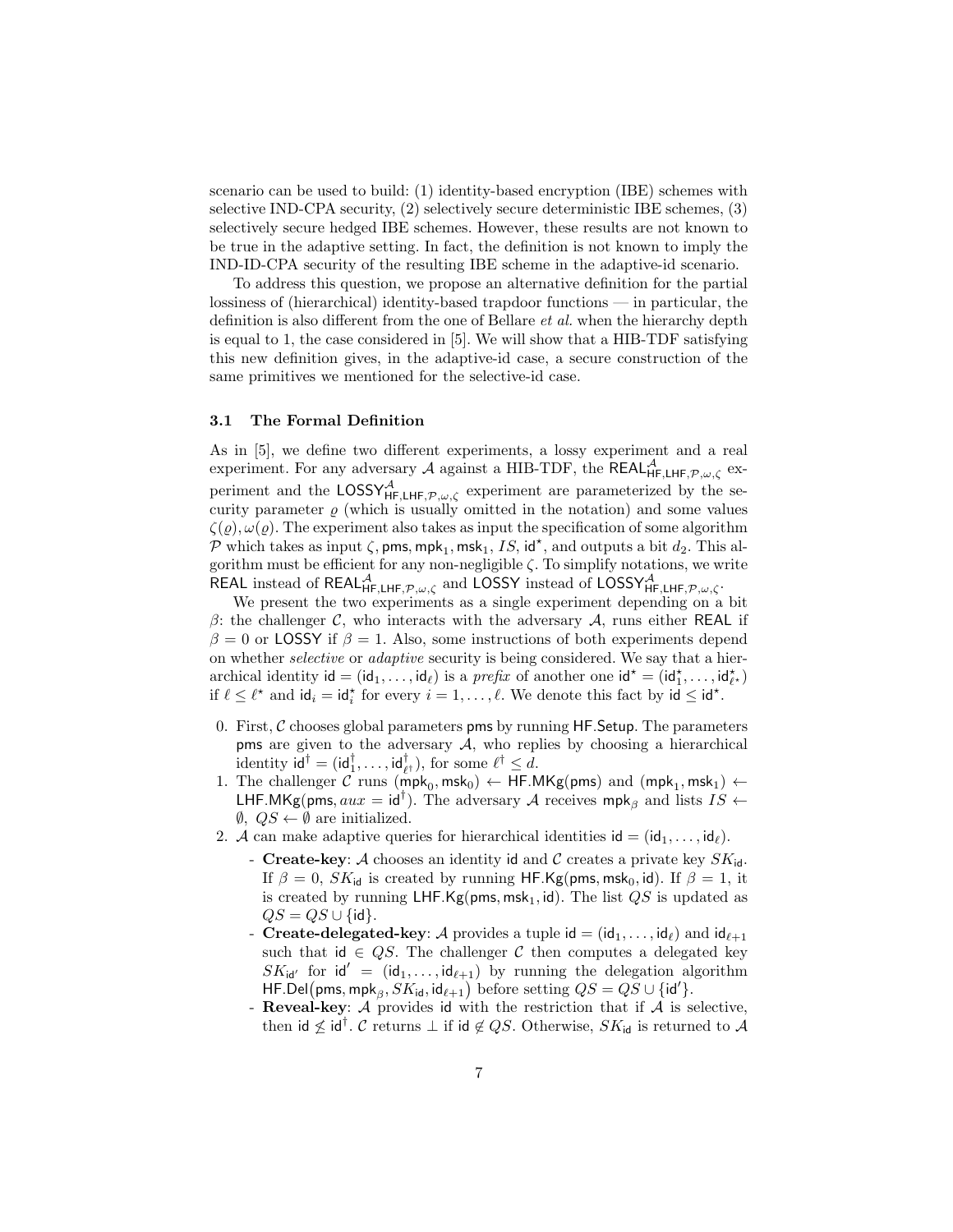scenario can be used to build: (1) identity-based encryption (IBE) schemes with selective IND-CPA security, (2) selectively secure deterministic IBE schemes, (3) selectively secure hedged IBE schemes. However, these results are not known to be true in the adaptive setting. In fact, the definition is not known to imply the IND-ID-CPA security of the resulting IBE scheme in the adaptive-id scenario.

To address this question, we propose an alternative definition for the partial lossiness of (hierarchical) identity-based trapdoor functions — in particular, the definition is also different from the one of Bellare *et al.* when the hierarchy depth is equal to 1, the case considered in [5]. We will show that a HIB-TDF satisfying this new definition gives, in the adaptive-id case, a secure construction of the same primitives we mentioned for the selective-id case.

### 3.1 The Formal Definition

As in [5], we define two different experiments, a lossy experiment and a real experiment. For any adversary $\mathcal{A}$ against a HIB-TDF, the $\mathsf{REAL}^{\mathcal{A}}_{\mathsf{HF},\mathsf{LHF},\mathcal{P},\omega,\zeta}$ experiment and the $\mathsf{LOSSY}^{\mathcal{A}}_{\mathsf{HF},\mathsf{LHF},\mathcal{P},\omega,\zeta}$ experiment are parameterized by the security parameter $\varrho$ (which is usually omitted in the notation) and some values $\zeta(\varrho), \omega(\varrho)$. The experiment also takes as input the specification of some algorithm $\mathcal{P}$ which takes as input $\zeta, \mathsf{pms}, \mathsf{mpk}_1, \mathsf{msk}_1, IS, \mathsf{id}^\star$, and outputs a bit $d_2$. This algorithm must be efficient for any non-negligible $\zeta$. To simplify notations, we write $\mathsf{REAL}$ instead of $\mathsf{REAL}^{\mathcal{A}}_{\mathsf{HF},\mathsf{LHF},\mathcal{P},\omega,\zeta}$ and $\mathsf{LOSSY}$ instead of $\mathsf{LOSSY}^{\mathcal{A}}_{\mathsf{HF},\mathsf{LHF},\mathcal{P},\omega,\zeta}$.

We present the two experiments as a single experiment depending on a bit $\beta$: the challenger $\mathcal{C}$, who interacts with the adversary $\mathcal{A}$, runs either $\mathsf{REAL}$ if $\beta = 0$ or $\mathsf{LOSSY}$ if $\beta = 1$. Also, some instructions of both experiments depend on whether *selective* or *adaptive* security is being considered. We say that a hierarchical identity $\mathsf{id} = (\mathsf{id}_1, \ldots, \mathsf{id}_\ell)$ is a *prefix* of another one $\mathsf{id}^\star = (\mathsf{id}^\star_1, \ldots, \mathsf{id}^\star_{\ell^\star})$ if $\ell \leq \ell^\star$ and $\mathsf{id}_i = \mathsf{id}^\star_i$ for every $i = 1, \ldots, \ell$. We denote this fact by $\mathsf{id} \leq \mathsf{id}^\star$.

0. First, $\mathcal{C}$ chooses global parameters $\mathsf{pms}$ by running $\mathsf{HF.Setup}$. The parameters $\mathsf{pms}$ are given to the adversary $\mathcal{A}$, who replies by choosing a hierarchical identity $\mathsf{id}^\dagger = (\mathsf{id}^\dagger_1, \ldots, \mathsf{id}^\dagger_{\ell^\dagger})$, for some $\ell^\dagger \leq d$.
1. The challenger $\mathcal{C}$ runs $(\mathsf{mpk}_0, \mathsf{msk}_0) \leftarrow \mathsf{HF.MKg}(\mathsf{pms})$ and $(\mathsf{mpk}_1, \mathsf{msk}_1) \leftarrow \mathsf{LHF.MKg}(\mathsf{pms}, aux = \mathsf{id}^\dagger)$. The adversary $\mathcal{A}$ receives $\mathsf{mpk}_\beta$ and lists $IS \leftarrow \emptyset$, $QS \leftarrow \emptyset$ are initialized.
2. $\mathcal{A}$ can make adaptive queries for hierarchical identities $\mathsf{id} = (\mathsf{id}_1, \ldots, \mathsf{id}_\ell)$.
   - **Create-key**: $\mathcal{A}$ chooses an identity $\mathsf{id}$ and $\mathcal{C}$ creates a private key $SK_{\mathsf{id}}$. If $\beta = 0$, $SK_{\mathsf{id}}$ is created by running $\mathsf{HF.Kg}(\mathsf{pms}, \mathsf{msk}_0, \mathsf{id})$. If $\beta = 1$, it is created by running $\mathsf{LHF.Kg}(\mathsf{pms}, \mathsf{msk}_1, \mathsf{id})$. The list $QS$ is updated as $QS = QS \cup \{\mathsf{id}\}$.
   - **Create-delegated-key**: $\mathcal{A}$ provides a tuple $\mathsf{id} = (\mathsf{id}_1, \ldots, \mathsf{id}_\ell)$ and $\mathsf{id}_{\ell+1}$ such that $\mathsf{id} \in QS$. The challenger $\mathcal{C}$ then computes a delegated key $SK_{\mathsf{id}'}$ for $\mathsf{id}' = (\mathsf{id}_1, \ldots, \mathsf{id}_{\ell+1})$ by running the delegation algorithm $\mathsf{HF.Del}\big(\mathsf{pms}, \mathsf{mpk}_\beta, SK_{\mathsf{id}}, \mathsf{id}_{\ell+1}\big)$ before setting $QS = QS \cup \{\mathsf{id}'\}$.
   - **Reveal-key**: $\mathcal{A}$ provides $\mathsf{id}$ with the restriction that if $\mathcal{A}$ is selective, then $\mathsf{id} \not\leq \mathsf{id}^\dagger$. $\mathcal{C}$ returns $\perp$ if $\mathsf{id} \notin QS$. Otherwise, $SK_{\mathsf{id}}$ is returned to $\mathcal{A}$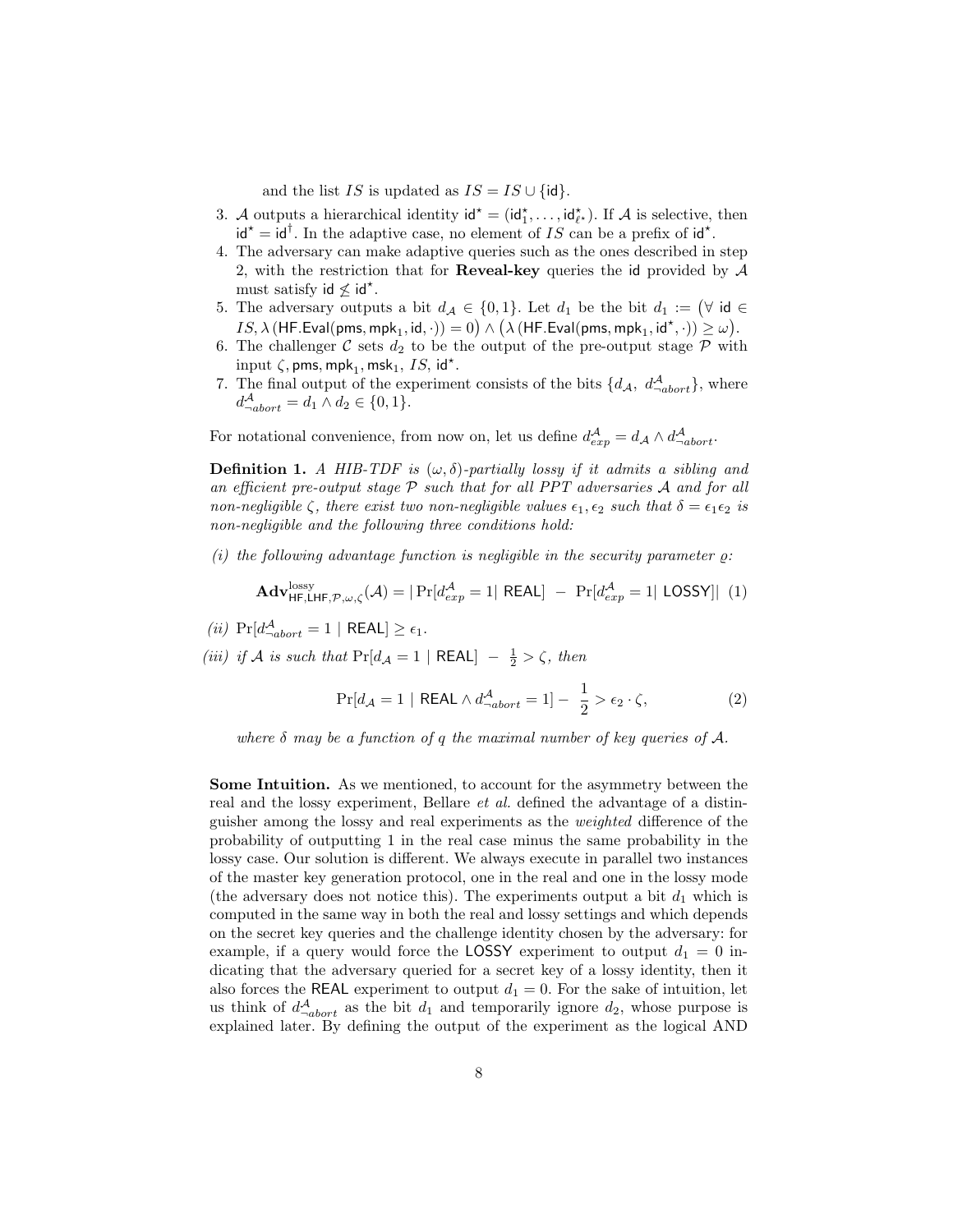and the list $IS$ is updated as $IS = IS \cup \{\mathsf{id}\}$.

3. $\mathcal{A}$ outputs a hierarchical identity $\mathsf{id}^\star = (\mathsf{id}_1^\star, \ldots, \mathsf{id}_{\ell^\star}^\star)$. If $\mathcal{A}$ is selective, then $\mathsf{id}^\star = \mathsf{id}^\dagger$. In the adaptive case, no element of $IS$ can be a prefix of $\mathsf{id}^\star$.
4. The adversary can make adaptive queries such as the ones described in step 2, with the restriction that for **Reveal-key** queries the $\mathsf{id}$ provided by $\mathcal{A}$ must satisfy $\mathsf{id} \not\leq \mathsf{id}^\star$.
5. The adversary outputs a bit $d_{\mathcal{A}} \in \{0,1\}$. Let $d_1$ be the bit $d_1 := \big(\forall\ \mathsf{id} \in IS, \lambda\left(\mathsf{HF.Eval}(\mathsf{pms}, \mathsf{mpk}_1, \mathsf{id}, \cdot)\right) = 0\big) \wedge \big(\lambda\left(\mathsf{HF.Eval}(\mathsf{pms}, \mathsf{mpk}_1, \mathsf{id}^\star, \cdot)\right) \geq \omega\big)$.
6. The challenger $\mathcal{C}$ sets $d_2$ to be the output of the pre-output stage $\mathcal{P}$ with input $\zeta, \mathsf{pms}, \mathsf{mpk}_1, \mathsf{msk}_1, IS, \mathsf{id}^\star$.
7. The final output of the experiment consists of the bits $\{d_{\mathcal{A}},\ d^{\mathcal{A}}_{\neg abort}\}$, where $d^{\mathcal{A}}_{\neg abort} = d_1 \wedge d_2 \in \{0,1\}$.

For notational convenience, from now on, let us define $d^{\mathcal{A}}_{exp} = d_{\mathcal{A}} \wedge d^{\mathcal{A}}_{\neg abort}$.

**Definition 1.** *A HIB-TDF is $(\omega, \delta)$-partially lossy if it admits a sibling and an efficient pre-output stage $\mathcal{P}$ such that for all PPT adversaries $\mathcal{A}$ and for all non-negligible $\zeta$, there exist two non-negligible values $\epsilon_1, \epsilon_2$ such that $\delta = \epsilon_1 \epsilon_2$ is non-negligible and the following three conditions hold:*

*(i) the following advantage function is negligible in the security parameter $\varrho$:*

$$\mathbf{Adv}^{\mathrm{lossy}}_{\mathsf{HF},\mathsf{LHF},\mathcal{P},\omega,\zeta}(\mathcal{A}) = |\Pr[d^{\mathcal{A}}_{exp} = 1 |\ \mathsf{REAL}]\ -\ \Pr[d^{\mathcal{A}}_{exp} = 1 |\ \mathsf{LOSSY}]| \quad (1)$$

*(ii)* $\Pr[d^{\mathcal{A}}_{\neg abort} = 1 \mid \mathsf{REAL}] \geq \epsilon_1$.

*(iii) if $\mathcal{A}$ is such that $\Pr[d_{\mathcal{A}} = 1 \mid \mathsf{REAL}]\ -\ \frac{1}{2} > \zeta$, then*

$$\Pr[d_{\mathcal{A}} = 1 \mid \mathsf{REAL} \wedge d^{\mathcal{A}}_{\neg abort} = 1] - \ \frac{1}{2} > \epsilon_2 \cdot \zeta, \quad (2)$$

*where $\delta$ may be a function of $q$ the maximal number of key queries of $\mathcal{A}$.*

**Some Intuition.** As we mentioned, to account for the asymmetry between the real and the lossy experiment, Bellare *et al.* defined the advantage of a distinguisher among the lossy and real experiments as the *weighted* difference of the probability of outputting 1 in the real case minus the same probability in the lossy case. Our solution is different. We always execute in parallel two instances of the master key generation protocol, one in the real and one in the lossy mode (the adversary does not notice this). The experiments output a bit $d_1$ which is computed in the same way in both the real and lossy settings and which depends on the secret key queries and the challenge identity chosen by the adversary: for example, if a query would force the $\mathsf{LOSSY}$ experiment to output $d_1 = 0$ indicating that the adversary queried for a secret key of a lossy identity, then it also forces the $\mathsf{REAL}$ experiment to output $d_1 = 0$. For the sake of intuition, let us think of $d^{\mathcal{A}}_{\neg abort}$ as the bit $d_1$ and temporarily ignore $d_2$, whose purpose is explained later. By defining the output of the experiment as the logical AND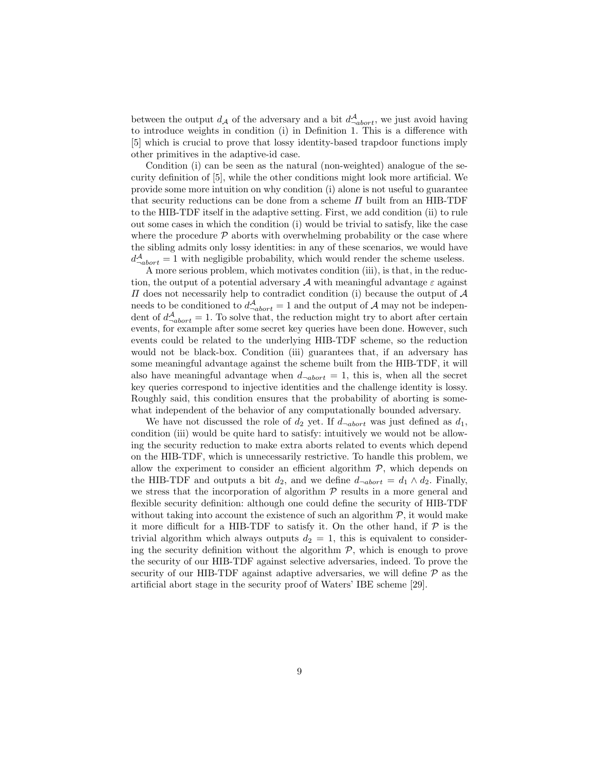between the output $d_{\mathcal{A}}$ of the adversary and a bit $d^{\mathcal{A}}_{\neg abort}$, we just avoid having to introduce weights in condition (i) in Definition 1. This is a difference with [5] which is crucial to prove that lossy identity-based trapdoor functions imply other primitives in the adaptive-id case.

Condition (i) can be seen as the natural (non-weighted) analogue of the security definition of [5], while the other conditions might look more artificial. We provide some more intuition on why condition (i) alone is not useful to guarantee that security reductions can be done from a scheme $\Pi$ built from an HIB-TDF to the HIB-TDF itself in the adaptive setting. First, we add condition (ii) to rule out some cases in which the condition (i) would be trivial to satisfy, like the case where the procedure $\mathcal{P}$ aborts with overwhelming probability or the case where the sibling admits only lossy identities: in any of these scenarios, we would have $d^{\mathcal{A}}_{\neg abort} = 1$ with negligible probability, which would render the scheme useless.

A more serious problem, which motivates condition (iii), is that, in the reduction, the output of a potential adversary $\mathcal{A}$ with meaningful advantage $\varepsilon$ against $\Pi$ does not necessarily help to contradict condition (i) because the output of $\mathcal{A}$ needs to be conditioned to $d^{\mathcal{A}}_{\neg abort} = 1$ and the output of $\mathcal{A}$ may not be independent of $d^{\mathcal{A}}_{\neg abort} = 1$. To solve that, the reduction might try to abort after certain events, for example after some secret key queries have been done. However, such events could be related to the underlying HIB-TDF scheme, so the reduction would not be black-box. Condition (iii) guarantees that, if an adversary has some meaningful advantage against the scheme built from the HIB-TDF, it will also have meaningful advantage when $d_{\neg abort} = 1$, this is, when all the secret key queries correspond to injective identities and the challenge identity is lossy. Roughly said, this condition ensures that the probability of aborting is somewhat independent of the behavior of any computationally bounded adversary.

We have not discussed the role of $d_2$ yet. If $d_{\neg abort}$ was just defined as $d_1$, condition (iii) would be quite hard to satisfy: intuitively we would not be allowing the security reduction to make extra aborts related to events which depend on the HIB-TDF, which is unnecessarily restrictive. To handle this problem, we allow the experiment to consider an efficient algorithm $\mathcal{P}$, which depends on the HIB-TDF and outputs a bit $d_2$, and we define $d_{\neg abort} = d_1 \wedge d_2$. Finally, we stress that the incorporation of algorithm $\mathcal{P}$ results in a more general and flexible security definition: although one could define the security of HIB-TDF without taking into account the existence of such an algorithm $\mathcal{P}$, it would make it more difficult for a HIB-TDF to satisfy it. On the other hand, if $\mathcal{P}$ is the trivial algorithm which always outputs $d_2 = 1$, this is equivalent to considering the security definition without the algorithm $\mathcal{P}$, which is enough to prove the security of our HIB-TDF against selective adversaries, indeed. To prove the security of our HIB-TDF against adaptive adversaries, we will define $\mathcal{P}$ as the artificial abort stage in the security proof of Waters' IBE scheme [29].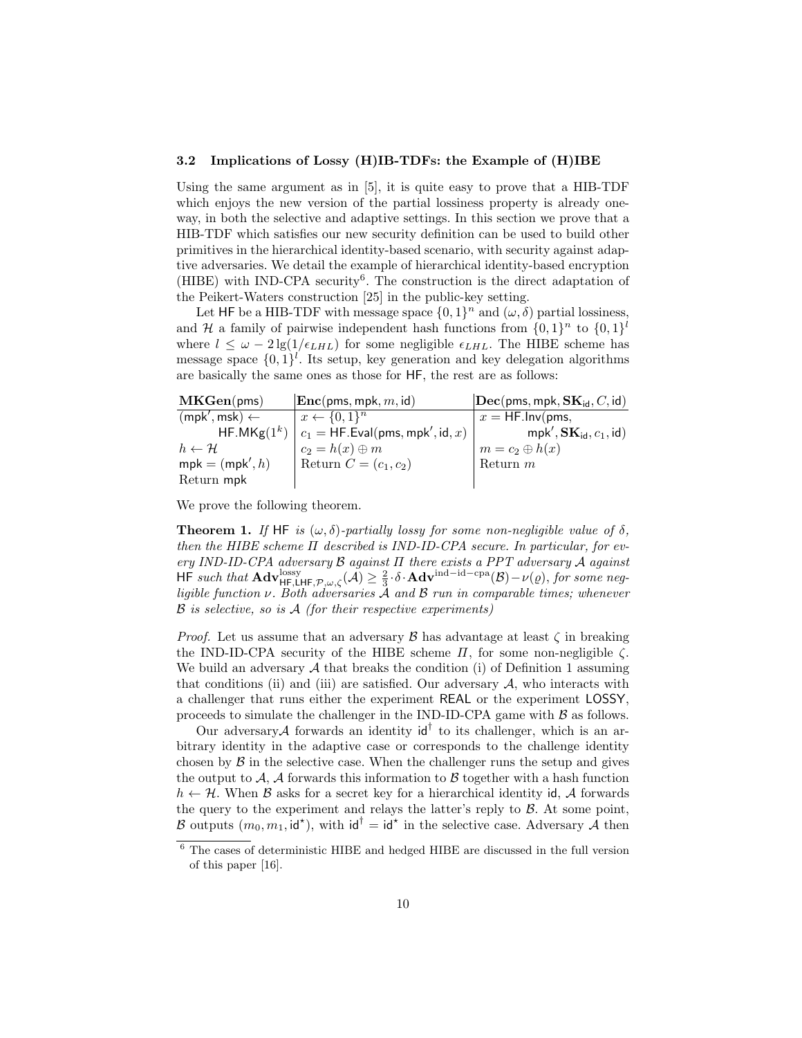### 3.2 Implications of Lossy (H)IB-TDFs: the Example of (H)IBE

Using the same argument as in [5], it is quite easy to prove that a HIB-TDF which enjoys the new version of the partial lossiness property is already one-way, in both the selective and adaptive settings. In this section we prove that a HIB-TDF which satisfies our new security definition can be used to build other primitives in the hierarchical identity-based scenario, with security against adaptive adversaries. We detail the example of hierarchical identity-based encryption (HIBE) with IND-CPA security[6]. The construction is the direct adaptation of the Peikert-Waters construction [25] in the public-key setting.

Let $\mathsf{HF}$ be a HIB-TDF with message space $\{0,1\}^n$ and $(\omega, \delta)$ partial lossiness, and $\mathcal{H}$ a family of pairwise independent hash functions from $\{0,1\}^n$ to $\{0,1\}^l$ where $l \leq \omega - 2\lg(1/\epsilon_{LHL})$ for some negligible $\epsilon_{LHL}$. The HIBE scheme has message space $\{0,1\}^l$. Its setup, key generation and key delegation algorithms are basically the same ones as those for $\mathsf{HF}$, the rest are as follows:

| $\mathbf{MKGen}(\mathsf{pms})$ | $\mathbf{Enc}(\mathsf{pms}, \mathsf{mpk}, m, \mathsf{id})$ | $\mathbf{Dec}(\mathsf{pms}, \mathsf{mpk}, \mathbf{SK}_{\mathsf{id}}, C, \mathsf{id})$ |
|---|---|---|
| $(\mathsf{mpk}', \mathsf{msk}) \leftarrow \mathsf{HF.MKg}(1^k)$ | $x \leftarrow \{0,1\}^n$ | $x = \mathsf{HF.Inv}(\mathsf{pms}, \mathsf{mpk}', \mathbf{SK}_{\mathsf{id}}, c_1, \mathsf{id})$ |
| $h \leftarrow \mathcal{H}$ | $c_1 = \mathsf{HF.Eval}(\mathsf{pms}, \mathsf{mpk}', \mathsf{id}, x)$ | $m = c_2 \oplus h(x)$ |
| $\mathsf{mpk} = (\mathsf{mpk}', h)$ | $c_2 = h(x) \oplus m$ | Return $m$ |
| Return $\mathsf{mpk}$ | Return $C = (c_1, c_2)$ | |

We prove the following theorem.

**Theorem 1.** *If $\mathsf{HF}$ is $(\omega, \delta)$-partially lossy for some non-negligible value of $\delta$, then the HIBE scheme $\Pi$ described is IND-ID-CPA secure. In particular, for every IND-ID-CPA adversary $\mathcal{B}$ against $\Pi$ there exists a PPT adversary $\mathcal{A}$ against $\mathsf{HF}$ such that $\mathbf{Adv}^{\text{lossy}}_{\mathsf{HF},\mathsf{LHF},\mathcal{P},\omega,\zeta}(\mathcal{A}) \geq \frac{2}{3} \cdot \delta \cdot \mathbf{Adv}^{\text{ind-id-cpa}}(\mathcal{B}) - \nu(\varrho)$, for some negligible function $\nu$. Both adversaries $\mathcal{A}$ and $\mathcal{B}$ run in comparable times; whenever $\mathcal{B}$ is selective, so is $\mathcal{A}$ (for their respective experiments)*

*Proof.* Let us assume that an adversary $\mathcal{B}$ has advantage at least $\zeta$ in breaking the IND-ID-CPA security of the HIBE scheme $\Pi$, for some non-negligible $\zeta$. We build an adversary $\mathcal{A}$ that breaks the condition (i) of Definition 1 assuming that conditions (ii) and (iii) are satisfied. Our adversary $\mathcal{A}$, who interacts with a challenger that runs either the experiment $\mathsf{REAL}$ or the experiment $\mathsf{LOSSY}$, proceeds to simulate the challenger in the IND-ID-CPA game with $\mathcal{B}$ as follows.

Our adversary $\mathcal{A}$ forwards an identity $\mathsf{id}^\dagger$ to its challenger, which is an arbitrary identity in the adaptive case or corresponds to the challenge identity chosen by $\mathcal{B}$ in the selective case. When the challenger runs the setup and gives the output to $\mathcal{A}$, $\mathcal{A}$ forwards this information to $\mathcal{B}$ together with a hash function $h \leftarrow \mathcal{H}$. When $\mathcal{B}$ asks for a secret key for a hierarchical identity $\mathsf{id}$, $\mathcal{A}$ forwards the query to the experiment and relays the latter's reply to $\mathcal{B}$. At some point, $\mathcal{B}$ outputs $(m_0, m_1, \mathsf{id}^\star)$, with $\mathsf{id}^\dagger = \mathsf{id}^\star$ in the selective case. Adversary $\mathcal{A}$ then

[6] The cases of deterministic HIBE and hedged HIBE are discussed in the full version of this paper [16].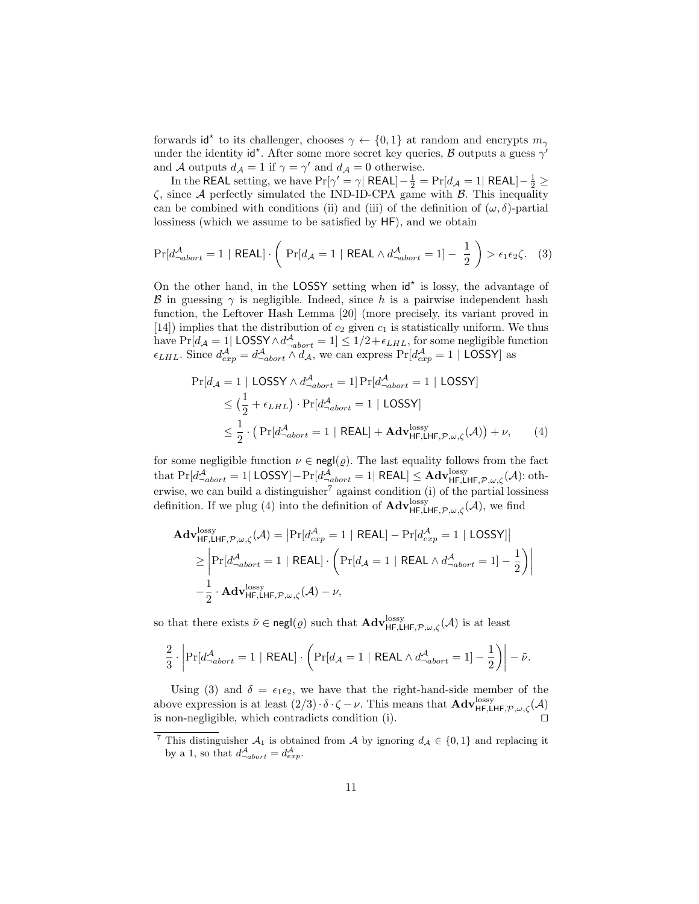forwards $\mathsf{id}^\star$ to its challenger, chooses $\gamma \leftarrow \{0,1\}$ at random and encrypts $m_\gamma$ under the identity $\mathsf{id}^\star$. After some more secret key queries, $\mathcal{B}$ outputs a guess $\gamma'$ and $\mathcal{A}$ outputs $d_\mathcal{A} = 1$ if $\gamma = \gamma'$ and $d_\mathcal{A} = 0$ otherwise.

In the $\mathsf{REAL}$ setting, we have $\Pr[\gamma' = \gamma | \ \mathsf{REAL}] - \frac{1}{2} = \Pr[d_\mathcal{A} = 1 | \ \mathsf{REAL}] - \frac{1}{2} \geq \zeta$, since $\mathcal{A}$ perfectly simulated the IND-ID-CPA game with $\mathcal{B}$. This inequality can be combined with conditions (ii) and (iii) of the definition of $(\omega, \delta)$-partial lossiness (which we assume to be satisfied by $\mathsf{HF}$), and we obtain

$$\Pr[d^\mathcal{A}_{\neg abort} = 1 \mid \mathsf{REAL}] \cdot \left( \ \Pr[d_\mathcal{A} = 1 \mid \mathsf{REAL} \wedge d^\mathcal{A}_{\neg abort} = 1] - \ \frac{1}{2} \ \right) > \epsilon_1 \epsilon_2 \zeta. \quad (3)$$

On the other hand, in the $\mathsf{LOSSY}$ setting when $\mathsf{id}^\star$ is lossy, the advantage of $\mathcal{B}$ in guessing $\gamma$ is negligible. Indeed, since $h$ is a pairwise independent hash function, the Leftover Hash Lemma [20] (more precisely, its variant proved in [14]) implies that the distribution of $c_2$ given $c_1$ is statistically uniform. We thus have $\Pr[d_\mathcal{A} = 1 | \ \mathsf{LOSSY} \wedge d^\mathcal{A}_{\neg abort} = 1] \leq 1/2 + \epsilon_{LHL}$, for some negligible function $\epsilon_{LHL}$. Since $d^\mathcal{A}_{exp} = d^\mathcal{A}_{\neg abort} \wedge d_\mathcal{A}$, we can express $\Pr[d^\mathcal{A}_{exp} = 1 \mid \mathsf{LOSSY}]$ as

$$\begin{aligned}
\Pr[d_\mathcal{A} = 1 \mid \mathsf{LOSSY} \wedge d^\mathcal{A}_{\neg abort} = 1] & \Pr[d^\mathcal{A}_{\neg abort} = 1 \mid \mathsf{LOSSY}] \\
&\leq \big(\frac{1}{2} + \epsilon_{LHL}\big) \cdot \Pr[d^\mathcal{A}_{\neg abort} = 1 \mid \mathsf{LOSSY}] \\
&\leq \frac{1}{2} \cdot \big( \Pr[d^\mathcal{A}_{\neg abort} = 1 \mid \mathsf{REAL}] + \mathbf{Adv}^{\mathrm{lossy}}_{\mathsf{HF},\mathsf{LHF},\mathcal{P},\omega,\zeta}(\mathcal{A})\big) + \nu, \qquad (4)
\end{aligned}$$

for some negligible function $\nu \in \mathsf{negl}(\varrho)$. The last equality follows from the fact that $\Pr[d^\mathcal{A}_{\neg abort} = 1 | \ \mathsf{LOSSY}] - \Pr[d^\mathcal{A}_{\neg abort} = 1 | \ \mathsf{REAL}] \leq \mathbf{Adv}^{\mathrm{lossy}}_{\mathsf{HF},\mathsf{LHF},\mathcal{P},\omega,\zeta}(\mathcal{A})$: otherwise, we can build a distinguisher[7] against condition (i) of the partial lossiness definition. If we plug (4) into the definition of $\mathbf{Adv}^{\mathrm{lossy}}_{\mathsf{HF},\mathsf{LHF},\mathcal{P},\omega,\zeta}(\mathcal{A})$, we find

$$\begin{aligned}
\mathbf{Adv}^{\mathrm{lossy}}_{\mathsf{HF},\mathsf{LHF},\mathcal{P},\omega,\zeta}(\mathcal{A}) &= \big|\Pr[d^\mathcal{A}_{exp} = 1 \mid \mathsf{REAL}] - \Pr[d^\mathcal{A}_{exp} = 1 \mid \mathsf{LOSSY}]\big| \\
&\geq \left| \Pr[d^\mathcal{A}_{\neg abort} = 1 \mid \mathsf{REAL}] \cdot \left( \Pr[d_\mathcal{A} = 1 \mid \mathsf{REAL} \wedge d^\mathcal{A}_{\neg abort} = 1] - \frac{1}{2} \right) \right| \\
&\quad - \frac{1}{2} \cdot \mathbf{Adv}^{\mathrm{lossy}}_{\mathsf{HF},\mathsf{LHF},\mathcal{P},\omega,\zeta}(\mathcal{A}) - \nu,
\end{aligned}$$

so that there exists $\tilde{\nu} \in \mathsf{negl}(\varrho)$ such that $\mathbf{Adv}^{\mathrm{lossy}}_{\mathsf{HF},\mathsf{LHF},\mathcal{P},\omega,\zeta}(\mathcal{A})$ is at least

$$\frac{2}{3} \cdot \left| \Pr[d^\mathcal{A}_{\neg abort} = 1 \mid \mathsf{REAL}] \cdot \left( \Pr[d_\mathcal{A} = 1 \mid \mathsf{REAL} \wedge d^\mathcal{A}_{\neg abort} = 1] - \frac{1}{2} \right) \right| - \tilde{\nu}.$$

Using (3) and $\delta = \epsilon_1 \epsilon_2$, we have that the right-hand-side member of the above expression is at least $(2/3) \cdot \delta \cdot \zeta - \nu$. This means that $\mathbf{Adv}^{\mathrm{lossy}}_{\mathsf{HF},\mathsf{LHF},\mathcal{P},\omega,\zeta}(\mathcal{A})$ is non-negligible, which contradicts condition (i). □

[7] This distinguisher $\mathcal{A}_1$ is obtained from $\mathcal{A}$ by ignoring $d_\mathcal{A} \in \{0,1\}$ and replacing it by a 1, so that $d^\mathcal{A}_{\neg abort} = d^\mathcal{A}_{exp}$.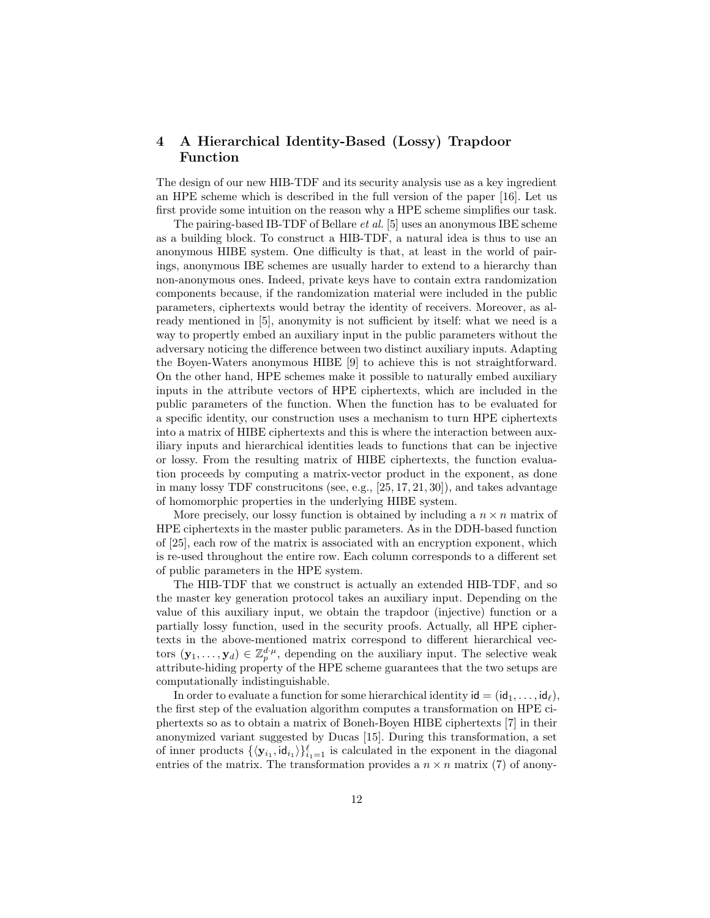## 4 A Hierarchical Identity-Based (Lossy) Trapdoor Function

The design of our new HIB-TDF and its security analysis use as a key ingredient an HPE scheme which is described in the full version of the paper [16]. Let us first provide some intuition on the reason why a HPE scheme simplifies our task.

The pairing-based IB-TDF of Bellare *et al.* [5] uses an anonymous IBE scheme as a building block. To construct a HIB-TDF, a natural idea is thus to use an anonymous HIBE system. One difficulty is that, at least in the world of pairings, anonymous IBE schemes are usually harder to extend to a hierarchy than non-anonymous ones. Indeed, private keys have to contain extra randomization components because, if the randomization material were included in the public parameters, ciphertexts would betray the identity of receivers. Moreover, as already mentioned in [5], anonymity is not sufficient by itself: what we need is a way to propertly embed an auxiliary input in the public parameters without the adversary noticing the difference between two distinct auxiliary inputs. Adapting the Boyen-Waters anonymous HIBE [9] to achieve this is not straightforward. On the other hand, HPE schemes make it possible to naturally embed auxiliary inputs in the attribute vectors of HPE ciphertexts, which are included in the public parameters of the function. When the function has to be evaluated for a specific identity, our construction uses a mechanism to turn HPE ciphertexts into a matrix of HIBE ciphertexts and this is where the interaction between auxiliary inputs and hierarchical identities leads to functions that can be injective or lossy. From the resulting matrix of HIBE ciphertexts, the function evaluation proceeds by computing a matrix-vector product in the exponent, as done in many lossy TDF construcitons (see, e.g., [25, 17, 21, 30]), and takes advantage of homomorphic properties in the underlying HIBE system.

More precisely, our lossy function is obtained by including a $n \times n$ matrix of HPE ciphertexts in the master public parameters. As in the DDH-based function of [25], each row of the matrix is associated with an encryption exponent, which is re-used throughout the entire row. Each column corresponds to a different set of public parameters in the HPE system.

The HIB-TDF that we construct is actually an extended HIB-TDF, and so the master key generation protocol takes an auxiliary input. Depending on the value of this auxiliary input, we obtain the trapdoor (injective) function or a partially lossy function, used in the security proofs. Actually, all HPE ciphertexts in the above-mentioned matrix correspond to different hierarchical vectors $(\mathbf{y}_1, \ldots, \mathbf{y}_d) \in \mathbb{Z}_p^{d \cdot \mu}$, depending on the auxiliary input. The selective weak attribute-hiding property of the HPE scheme guarantees that the two setups are computationally indistinguishable.

In order to evaluate a function for some hierarchical identity $\mathsf{id} = (\mathsf{id}_1, \ldots, \mathsf{id}_\ell)$, the first step of the evaluation algorithm computes a transformation on HPE ciphertexts so as to obtain a matrix of Boneh-Boyen HIBE ciphertexts [7] in their anonymized variant suggested by Ducas [15]. During this transformation, a set of inner products $\{\langle \mathbf{y}_{i_1}, \mathsf{id}_{i_1} \rangle\}_{i_1=1}^{\ell}$ is calculated in the exponent in the diagonal entries of the matrix. The transformation provides a $n \times n$ matrix (7) of anony-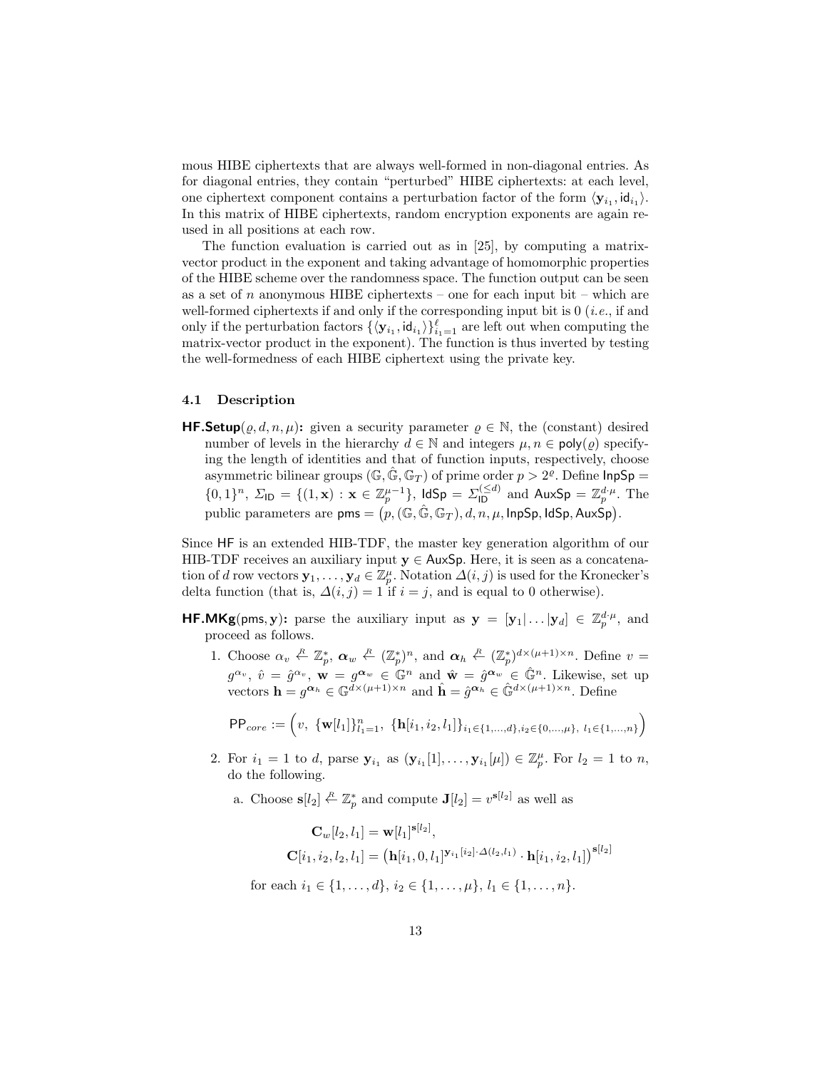mous HIBE ciphertexts that are always well-formed in non-diagonal entries. As for diagonal entries, they contain "perturbed" HIBE ciphertexts: at each level, one ciphertext component contains a perturbation factor of the form $\langle \mathbf{y}_{i_1}, \mathsf{id}_{i_1} \rangle$. In this matrix of HIBE ciphertexts, random encryption exponents are again re-used in all positions at each row.

The function evaluation is carried out as in [25], by computing a matrix-vector product in the exponent and taking advantage of homomorphic properties of the HIBE scheme over the randomness space. The function output can be seen as a set of $n$ anonymous HIBE ciphertexts – one for each input bit – which are well-formed ciphertexts if and only if the corresponding input bit is 0 (*i.e.*, if and only if the perturbation factors $\{\langle \mathbf{y}_{i_1}, \mathsf{id}_{i_1} \rangle\}_{i_1=1}^{\ell}$ are left out when computing the matrix-vector product in the exponent). The function is thus inverted by testing the well-formedness of each HIBE ciphertext using the private key.

### 4.1 Description

**HF.Setup**$(\varrho, d, n, \mu)$**:** given a security parameter $\varrho \in \mathbb{N}$, the (constant) desired number of levels in the hierarchy $d \in \mathbb{N}$ and integers $\mu, n \in \mathsf{poly}(\varrho)$ specifying the length of identities and that of function inputs, respectively, choose asymmetric bilinear groups $(\mathbb{G}, \hat{\mathbb{G}}, \mathbb{G}_T)$ of prime order $p > 2^{\varrho}$. Define $\mathsf{InpSp} = \{0,1\}^n$, $\Sigma_{\mathsf{ID}} = \{(1, \mathbf{x}) : \mathbf{x} \in \mathbb{Z}_p^{\mu-1}\}$, $\mathsf{IdSp} = \Sigma_{\mathsf{ID}}^{(\leq d)}$ and $\mathsf{AuxSp} = \mathbb{Z}_p^{d \cdot \mu}$. The public parameters are $\mathsf{pms} = \big(p, (\mathbb{G}, \hat{\mathbb{G}}, \mathbb{G}_T), d, n, \mu, \mathsf{InpSp}, \mathsf{IdSp}, \mathsf{AuxSp}\big)$.

Since $\mathsf{HF}$ is an extended HIB-TDF, the master key generation algorithm of our HIB-TDF receives an auxiliary input $\mathbf{y} \in \mathsf{AuxSp}$. Here, it is seen as a concatenation of $d$ row vectors $\mathbf{y}_1, \ldots, \mathbf{y}_d \in \mathbb{Z}_p^{\mu}$. Notation $\Delta(i,j)$ is used for the Kronecker's delta function (that is, $\Delta(i,j) = 1$ if $i = j$, and is equal to 0 otherwise).

**HF.MKg**$(\mathsf{pms}, \mathbf{y})$**:** parse the auxiliary input as $\mathbf{y} = [\mathbf{y}_1 | \ldots | \mathbf{y}_d] \in \mathbb{Z}_p^{d \cdot \mu}$, and proceed as follows.

1. Choose $\alpha_v \xleftarrow{R} \mathbb{Z}_p^*$, $\boldsymbol{\alpha}_w \xleftarrow{R} (\mathbb{Z}_p^*)^n$, and $\boldsymbol{\alpha}_h \xleftarrow{R} (\mathbb{Z}_p^*)^{d \times (\mu+1) \times n}$. Define $v = g^{\alpha_v}$, $\hat{v} = \hat{g}^{\alpha_v}$, $\mathbf{w} = g^{\boldsymbol{\alpha}_w} \in \mathbb{G}^n$ and $\hat{\mathbf{w}} = \hat{g}^{\boldsymbol{\alpha}_w} \in \hat{\mathbb{G}}^n$. Likewise, set up vectors $\mathbf{h} = g^{\boldsymbol{\alpha}_h} \in \mathbb{G}^{d \times (\mu+1) \times n}$ and $\hat{\mathbf{h}} = \hat{g}^{\boldsymbol{\alpha}_h} \in \hat{\mathbb{G}}^{d \times (\mu+1) \times n}$. Define

$$\mathsf{PP}_{core} := \Big(v,\ \{\mathbf{w}[l_1]\}_{l_1=1}^{n},\ \{\mathbf{h}[i_1, i_2, l_1]\}_{i_1 \in \{1,\ldots,d\}, i_2 \in \{0,\ldots,\mu\},\ l_1 \in \{1,\ldots,n\}}\Big)$$

2. For $i_1 = 1$ to $d$, parse $\mathbf{y}_{i_1}$ as $(\mathbf{y}_{i_1}[1], \ldots, \mathbf{y}_{i_1}[\mu]) \in \mathbb{Z}_p^{\mu}$. For $l_2 = 1$ to $n$, do the following.
   a. Choose $\mathbf{s}[l_2] \xleftarrow{R} \mathbb{Z}_p^*$ and compute $\mathbf{J}[l_2] = v^{\mathbf{s}[l_2]}$ as well as

$$\mathbf{C}_w[l_2, l_1] = \mathbf{w}[l_1]^{\mathbf{s}[l_2]},$$
$$\mathbf{C}[i_1, i_2, l_2, l_1] = \big(\mathbf{h}[i_1, 0, l_1]^{\mathbf{y}_{i_1}[i_2] \cdot \Delta(l_2, l_1)} \cdot \mathbf{h}[i_1, i_2, l_1]\big)^{\mathbf{s}[l_2]}$$

   for each $i_1 \in \{1, \ldots, d\}$, $i_2 \in \{1, \ldots, \mu\}$, $l_1 \in \{1, \ldots, n\}$.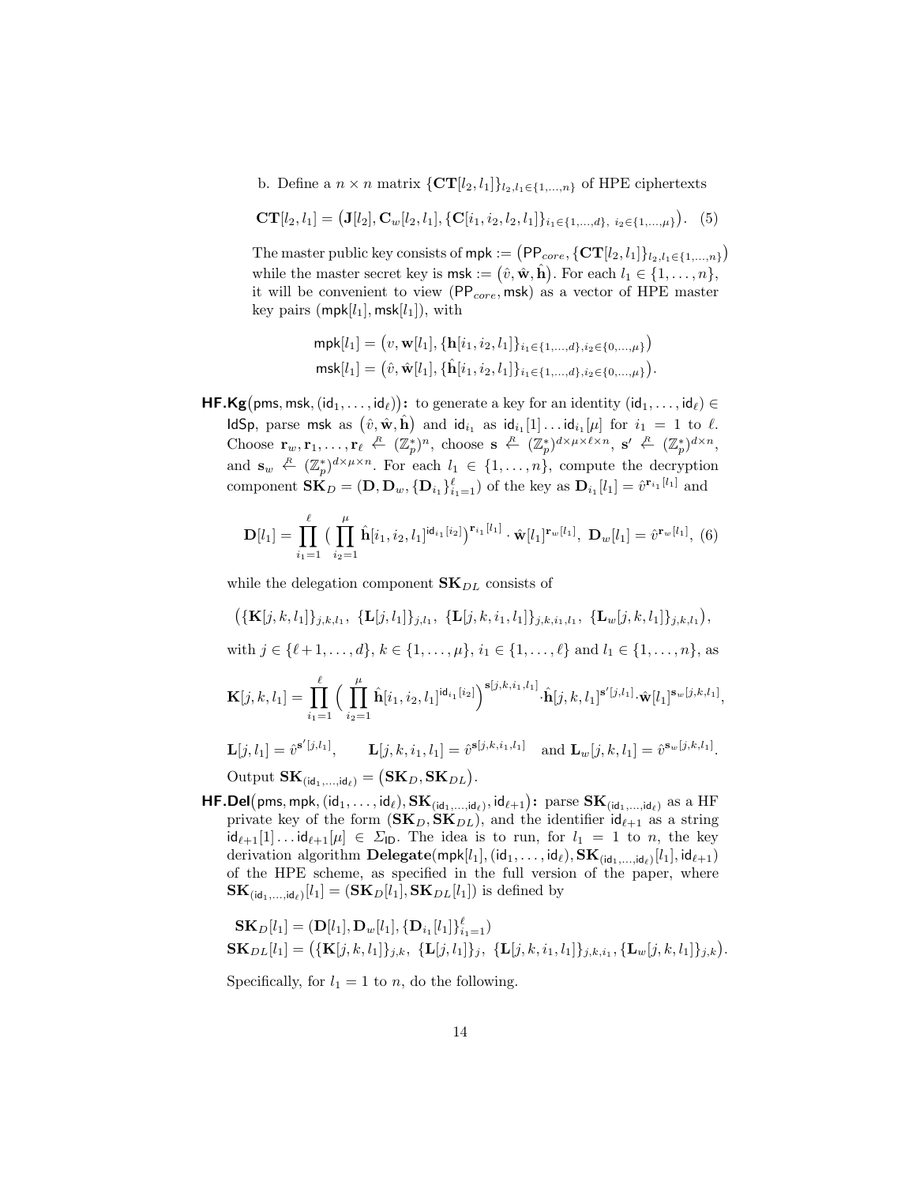b. Define a $n \times n$ matrix $\{\mathbf{CT}[l_2, l_1]\}_{l_2, l_1 \in \{1,\ldots,n\}}$ of HPE ciphertexts

$$\mathbf{CT}[l_2, l_1] = \big(\mathbf{J}[l_2], \mathbf{C}_w[l_2, l_1], \{\mathbf{C}[i_1, i_2, l_2, l_1]\}_{i_1 \in \{1,\ldots,d\},\ i_2 \in \{1,\ldots,\mu\}}\big). \quad (5)$$

The master public key consists of $\mathsf{mpk} := \big(\mathsf{PP}_{core}, \{\mathbf{CT}[l_2, l_1]\}_{l_2, l_1 \in \{1,\ldots,n\}}\big)$ while the master secret key is $\mathsf{msk} := \big(\hat{v}, \hat{\mathbf{w}}, \hat{\mathbf{h}}\big)$. For each $l_1 \in \{1, \ldots, n\}$, it will be convenient to view $(\mathsf{PP}_{core}, \mathsf{msk})$ as a vector of HPE master key pairs $(\mathsf{mpk}[l_1], \mathsf{msk}[l_1])$, with

$$\mathsf{mpk}[l_1] = \big(v, \mathbf{w}[l_1], \{\mathbf{h}[i_1, i_2, l_1]\}_{i_1 \in \{1,\ldots,d\}, i_2 \in \{0,\ldots,\mu\}}\big)$$
$$\mathsf{msk}[l_1] = \big(\hat{v}, \hat{\mathbf{w}}[l_1], \{\hat{\mathbf{h}}[i_1, i_2, l_1]\}_{i_1 \in \{1,\ldots,d\}, i_2 \in \{0,\ldots,\mu\}}\big).$$

**HF.Kg**$\big(\mathsf{pms}, \mathsf{msk}, (\mathsf{id}_1, \ldots, \mathsf{id}_\ell)\big)$**:** to generate a key for an identity $(\mathsf{id}_1, \ldots, \mathsf{id}_\ell) \in \mathsf{IdSp}$, parse $\mathsf{msk}$ as $\big(\hat{v}, \hat{\mathbf{w}}, \hat{\mathbf{h}}\big)$ and $\mathsf{id}_{i_1}$ as $\mathsf{id}_{i_1}[1] \ldots \mathsf{id}_{i_1}[\mu]$ for $i_1 = 1$ to $\ell$. Choose $\mathbf{r}_w, \mathbf{r}_1, \ldots, \mathbf{r}_\ell \overset{R}{\leftarrow} (\mathbb{Z}_p^*)^n$, choose $\mathbf{s} \overset{R}{\leftarrow} (\mathbb{Z}_p^*)^{d \times \mu \times \ell \times n}$, $\mathbf{s}' \overset{R}{\leftarrow} (\mathbb{Z}_p^*)^{d \times n}$, and $\mathbf{s}_w \overset{R}{\leftarrow} (\mathbb{Z}_p^*)^{d \times \mu \times n}$. For each $l_1 \in \{1, \ldots, n\}$, compute the decryption component $\mathbf{SK}_D = (\mathbf{D}, \mathbf{D}_w, \{\mathbf{D}_{i_1}\}_{i_1=1}^{\ell})$ of the key as $\mathbf{D}_{i_1}[l_1] = \hat{v}^{\mathbf{r}_{i_1}[l_1]}$ and

$$\mathbf{D}[l_1] = \prod_{i_1=1}^{\ell} \big(\prod_{i_2=1}^{\mu} \hat{\mathbf{h}}[i_1, i_2, l_1]^{\mathsf{id}_{i_1}[i_2]}\big)^{\mathbf{r}_{i_1}[l_1]} \cdot \hat{\mathbf{w}}[l_1]^{\mathbf{r}_w[l_1]}, \ \mathbf{D}_w[l_1] = \hat{v}^{\mathbf{r}_w[l_1]}, \ (6)$$

while the delegation component $\mathbf{SK}_{DL}$ consists of

$$\big(\{\mathbf{K}[j, k, l_1]\}_{j,k,l_1}, \ \{\mathbf{L}[j, l_1]\}_{j,l_1}, \ \{\mathbf{L}[j, k, i_1, l_1]\}_{j,k,i_1,l_1}, \ \{\mathbf{L}_w[j, k, l_1]\}_{j,k,l_1}\big),$$

with $j \in \{\ell+1, \ldots, d\}$, $k \in \{1, \ldots, \mu\}$, $i_1 \in \{1, \ldots, \ell\}$ and $l_1 \in \{1, \ldots, n\}$, as

$$\mathbf{K}[j, k, l_1] = \prod_{i_1=1}^{\ell} \Big(\prod_{i_2=1}^{\mu} \hat{\mathbf{h}}[i_1, i_2, l_1]^{\mathsf{id}_{i_1}[i_2]}\Big)^{\mathbf{s}[j,k,i_1,l_1]} \cdot \hat{\mathbf{h}}[j, k, l_1]^{\mathbf{s}'[j,l_1]} \cdot \hat{\mathbf{w}}[l_1]^{\mathbf{s}_w[j,k,l_1]},$$

$$\mathbf{L}[j, l_1] = \hat{v}^{\mathbf{s}'[j,l_1]}, \qquad \mathbf{L}[j, k, i_1, l_1] = \hat{v}^{\mathbf{s}[j,k,i_1,l_1]} \quad \text{and } \mathbf{L}_w[j, k, l_1] = \hat{v}^{\mathbf{s}_w[j,k,l_1]}.$$

Output $\mathbf{SK}_{(\mathsf{id}_1,\ldots,\mathsf{id}_\ell)} = \big(\mathbf{SK}_D, \mathbf{SK}_{DL}\big)$.

**HF.Del**$\big(\mathsf{pms}, \mathsf{mpk}, (\mathsf{id}_1, \ldots, \mathsf{id}_\ell), \mathbf{SK}_{(\mathsf{id}_1,\ldots,\mathsf{id}_\ell)}, \mathsf{id}_{\ell+1}\big)$**:** parse $\mathbf{SK}_{(\mathsf{id}_1,\ldots,\mathsf{id}_\ell)}$ as a HF private key of the form $(\mathbf{SK}_D, \mathbf{SK}_{DL})$, and the identifier $\mathsf{id}_{\ell+1}$ as a string $\mathsf{id}_{\ell+1}[1] \ldots \mathsf{id}_{\ell+1}[\mu] \in \Sigma_{\mathsf{ID}}$. The idea is to run, for $l_1 = 1$ to $n$, the key derivation algorithm $\mathbf{Delegate}(\mathsf{mpk}[l_1], (\mathsf{id}_1, \ldots, \mathsf{id}_\ell), \mathbf{SK}_{(\mathsf{id}_1,\ldots,\mathsf{id}_\ell)}[l_1], \mathsf{id}_{\ell+1})$ of the HPE scheme, as specified in the full version of the paper, where $\mathbf{SK}_{(\mathsf{id}_1,\ldots,\mathsf{id}_\ell)}[l_1] = (\mathbf{SK}_D[l_1], \mathbf{SK}_{DL}[l_1])$ is defined by

$$\mathbf{SK}_D[l_1] = (\mathbf{D}[l_1], \mathbf{D}_w[l_1], \{\mathbf{D}_{i_1}[l_1]\}_{i_1=1}^{\ell})$$
$$\mathbf{SK}_{DL}[l_1] = \big(\{\mathbf{K}[j, k, l_1]\}_{j,k}, \ \{\mathbf{L}[j, l_1]\}_j, \ \{\mathbf{L}[j, k, i_1, l_1]\}_{j,k,i_1}, \{\mathbf{L}_w[j, k, l_1]\}_{j,k}\big).$$

Specifically, for $l_1 = 1$ to $n$, do the following.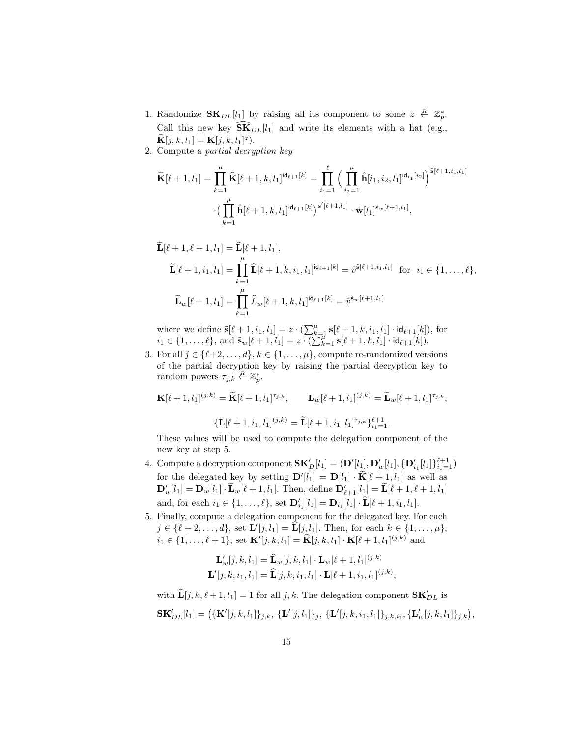1. Randomize $\mathbf{SK}_{DL}[l_1]$ by raising all its component to some $z \stackrel{R}{\leftarrow} \mathbb{Z}_p^*$. Call this new key $\widehat{\mathbf{SK}}_{DL}[l_1]$ and write its elements with a hat (e.g., $\widehat{\mathbf{K}}[j,k,l_1] = \mathbf{K}[j,k,l_1]^z$).
2. Compute a *partial decryption key*

$$\widetilde{\mathbf{K}}[\ell+1,l_1] = \prod_{k=1}^{\mu} \widehat{\mathbf{K}}[\ell+1,k,l_1]^{\mathsf{id}_{\ell+1}[k]} = \prod_{i_1=1}^{\ell} \Big( \prod_{i_2=1}^{\mu} \hat{\mathbf{h}}[i_1,i_2,l_1]^{\mathsf{id}_{i_1}[i_2]} \Big)^{\tilde{\mathbf{s}}[\ell+1,i_1,l_1]} \cdot \Big( \prod_{k=1}^{\mu} \hat{\mathbf{h}}[\ell+1,k,l_1]^{\mathsf{id}_{\ell+1}[k]} \Big)^{\mathbf{s}'[\ell+1,l_1]} \cdot \hat{\mathbf{w}}[l_1]^{\tilde{\mathbf{s}}_w[\ell+1,l_1]},$$

$$\widetilde{\mathbf{L}}[\ell+1,\ell+1,l_1] = \widehat{\mathbf{L}}[\ell+1,l_1],$$

$$\widetilde{\mathbf{L}}[\ell+1,i_1,l_1] = \prod_{k=1}^{\mu} \widehat{\mathbf{L}}[\ell+1,k,i_1,l_1]^{\mathsf{id}_{\ell+1}[k]} = \hat{v}^{\tilde{\mathbf{s}}[\ell+1,i_1,l_1]} \quad \text{for} \quad i_1 \in \{1,\ldots,\ell\},$$

$$\widetilde{\mathbf{L}}_w[\ell+1,l_1] = \prod_{k=1}^{\mu} \widehat{L}_w[\ell+1,k,l_1]^{\mathsf{id}_{\ell+1}[k]} = \hat{v}^{\tilde{\mathbf{s}}_w[\ell+1,l_1]}$$

where we define $\tilde{\mathbf{s}}[\ell+1,i_1,l_1] = z \cdot (\sum_{k=1}^{\mu} \mathbf{s}[\ell+1,k,i_1,l_1] \cdot \mathsf{id}_{\ell+1}[k])$, for $i_1 \in \{1,\ldots,\ell\}$, and $\tilde{\mathbf{s}}_w[\ell+1,l_1] = z \cdot (\sum_{k=1}^{\mu} \mathbf{s}[\ell+1,k,l_1] \cdot \mathsf{id}_{\ell+1}[k])$.

3. For all $j \in \{\ell+2,\ldots,d\}$, $k \in \{1,\ldots,\mu\}$, compute re-randomized versions of the partial decryption key by raising the partial decryption key to random powers $\tau_{j,k} \stackrel{R}{\leftarrow} \mathbb{Z}_p^*$.

$$\mathbf{K}[\ell+1,l_1]^{(j,k)} = \widetilde{\mathbf{K}}[\ell+1,l_1]^{\tau_{j,k}}, \qquad \mathbf{L}_w[\ell+1,l_1]^{(j,k)} = \widetilde{\mathbf{L}}_w[\ell+1,l_1]^{\tau_{j,k}},$$

$$\{\mathbf{L}[\ell+1,i_1,l_1]^{(j,k)} = \widetilde{\mathbf{L}}[\ell+1,i_1,l_1]^{\tau_{j,k}}\}_{i_1=1}^{\ell+1}.$$

These values will be used to compute the delegation component of the new key at step 5.

4. Compute a decryption component $\mathbf{SK}'_D[l_1] = (\mathbf{D}'[l_1], \mathbf{D}'_w[l_1], \{\mathbf{D}'_{i_1}[l_1]\}_{i_1=1}^{\ell+1})$ for the delegated key by setting $\mathbf{D}'[l_1] = \mathbf{D}[l_1] \cdot \widetilde{\mathbf{K}}[\ell+1,l_1]$ as well as $\mathbf{D}'_w[l_1] = \mathbf{D}_w[l_1] \cdot \widetilde{\mathbf{L}}_w[\ell+1,l_1]$. Then, define $\mathbf{D}'_{\ell+1}[l_1] = \widetilde{\mathbf{L}}[\ell+1,\ell+1,l_1]$ and, for each $i_1 \in \{1,\ldots,\ell\}$, set $\mathbf{D}'_{i_1}[l_1] = \mathbf{D}_{i_1}[l_1] \cdot \widetilde{\mathbf{L}}[\ell+1,i_1,l_1]$.
5. Finally, compute a delegation component for the delegated key. For each $j \in \{\ell+2,\ldots,d\}$, set $\mathbf{L}'[j,l_1] = \widehat{\mathbf{L}}[j,l_1]$. Then, for each $k \in \{1,\ldots,\mu\}$, $i_1 \in \{1,\ldots,\ell+1\}$, set $\mathbf{K}'[j,k,l_1] = \widehat{\mathbf{K}}[j,k,l_1] \cdot \mathbf{K}[\ell+1,l_1]^{(j,k)}$ and

$$\mathbf{L}'_w[j,k,l_1] = \widehat{\mathbf{L}}_w[j,k,l_1] \cdot \mathbf{L}_w[\ell+1,l_1]^{(j,k)}$$
$$\mathbf{L}'[j,k,i_1,l_1] = \widehat{\mathbf{L}}[j,k,i_1,l_1] \cdot \mathbf{L}[\ell+1,i_1,l_1]^{(j,k)},$$

with $\widehat{\mathbf{L}}[j,k,\ell+1,l_1] = 1$ for all $j,k$. The delegation component $\mathbf{SK}'_{DL}$ is

$$\mathbf{SK}'_{DL}[l_1] = \big(\{\mathbf{K}'[j,k,l_1]\}_{j,k},\ \{\mathbf{L}'[j,l_1]\}_j,\ \{\mathbf{L}'[j,k,i_1,l_1]\}_{j,k,i_1}, \{\mathbf{L}'_w[j,k,l_1]\}_{j,k}\big),$$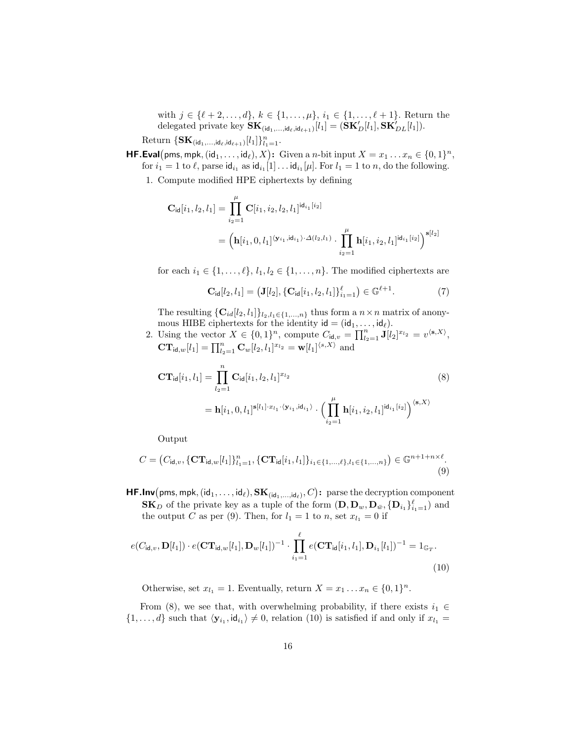with $j \in \{\ell+2, \ldots, d\}$, $k \in \{1, \ldots, \mu\}$, $i_1 \in \{1, \ldots, \ell+1\}$. Return the delegated private key $\mathbf{SK}_{(\mathsf{id}_1, \ldots, \mathsf{id}_\ell, \mathsf{id}_{\ell+1})}[l_1] = (\mathbf{SK}'_D[l_1], \mathbf{SK}'_{DL}[l_1])$.

Return $\{\mathbf{SK}_{(\mathsf{id}_1, \ldots, \mathsf{id}_\ell, \mathsf{id}_{\ell+1})}[l_1]\}_{l_1=1}^n$.

**HF.Eval**$(\mathsf{pms}, \mathsf{mpk}, (\mathsf{id}_1, \ldots, \mathsf{id}_\ell), X)$**:** Given a $n$-bit input $X = x_1 \ldots x_n \in \{0,1\}^n$, for $i_1 = 1$ to $\ell$, parse $\mathsf{id}_{i_1}$ as $\mathsf{id}_{i_1}[1] \ldots \mathsf{id}_{i_1}[\mu]$. For $l_1 = 1$ to $n$, do the following.

1. Compute modified HPE ciphertexts by defining

$$\begin{aligned}
\mathbf{C}_{\mathsf{id}}[i_1, l_2, l_1] &= \prod_{i_2=1}^{\mu} \mathbf{C}[i_1, i_2, l_2, l_1]^{\mathsf{id}_{i_1}[i_2]} \\
&= \Big(\mathbf{h}[i_1, 0, l_1]^{\langle \mathbf{y}_{i_1}, \mathsf{id}_{i_1} \rangle \cdot \Delta(l_2, l_1)} \cdot \prod_{i_2=1}^{\mu} \mathbf{h}[i_1, i_2, l_1]^{\mathsf{id}_{i_1}[i_2]}\Big)^{\mathbf{s}[l_2]}
\end{aligned}$$

for each $i_1 \in \{1, \ldots, \ell\}$, $l_1, l_2 \in \{1, \ldots, n\}$. The modified ciphertexts are

$$\mathbf{C}_{\mathsf{id}}[l_2, l_1] = \big(\mathbf{J}[l_2], \{\mathbf{C}_{\mathsf{id}}[i_1, l_2, l_1]\}_{i_1=1}^{\ell}\big) \in \mathbb{G}^{\ell+1}. \tag{7}$$

The resulting $\{\mathbf{C}_{id}[l_2, l_1]\}_{l_2, l_1 \in \{1, \ldots, n\}}$ thus form a $n \times n$ matrix of anonymous HIBE ciphertexts for the identity $\mathsf{id} = (\mathsf{id}_1, \ldots, \mathsf{id}_\ell)$.

2. Using the vector $X \in \{0,1\}^n$, compute $C_{\mathsf{id},v} = \prod_{l_2=1}^{n} \mathbf{J}[l_2]^{x_{l_2}} = v^{\langle \mathbf{s}, X \rangle}$, $\mathbf{CT}_{\mathsf{id},w}[l_1] = \prod_{l_2=1}^{n} \mathbf{C}_w[l_2, l_1]^{x_{l_2}} = \mathbf{w}[l_1]^{\langle s, X \rangle}$ and

$$\begin{aligned}
\mathbf{CT}_{\mathsf{id}}[i_1, l_1] &= \prod_{l_2=1}^{n} \mathbf{C}_{\mathsf{id}}[i_1, l_2, l_1]^{x_{l_2}} \qquad (8) \\
&= \mathbf{h}[i_1, 0, l_1]^{\mathbf{s}[l_1] \cdot x_{l_1} \cdot \langle \mathbf{y}_{i_1}, \mathsf{id}_{i_1} \rangle} \cdot \Big(\prod_{i_2=1}^{\mu} \mathbf{h}[i_1, i_2, l_1]^{\mathsf{id}_{i_1}[i_2]}\Big)^{\langle \mathbf{s}, X \rangle}
\end{aligned}$$

Output

$$C = \big(C_{\mathsf{id},v}, \{\mathbf{CT}_{\mathsf{id},w}[l_1]\}_{l_1=1}^{n}, \{\mathbf{CT}_{\mathsf{id}}[i_1, l_1]\}_{i_1 \in \{1, \ldots, \ell\}, l_1 \in \{1, \ldots, n\}}\big) \in \mathbb{G}^{n+1+n \times \ell}. \tag{9}$$

**HF.Inv**$(\mathsf{pms}, \mathsf{mpk}, (\mathsf{id}_1, \ldots, \mathsf{id}_\ell), \mathbf{SK}_{(\mathsf{id}_1, \ldots, \mathsf{id}_\ell)}, C)$**:** parse the decryption component $\mathbf{SK}_D$ of the private key as a tuple of the form $(\mathbf{D}, \mathbf{D}_w, \mathbf{D}_{\bar{w}}, \{\mathbf{D}_{i_1}\}_{i_1=1}^{\ell})$ and the output $C$ as per (9). Then, for $l_1 = 1$ to $n$, set $x_{l_1} = 0$ if

$$e(C_{\mathsf{id},v}, \mathbf{D}[l_1]) \cdot e(\mathbf{CT}_{\mathsf{id},w}[l_1], \mathbf{D}_w[l_1])^{-1} \cdot \prod_{i_1=1}^{\ell} e(\mathbf{CT}_{\mathsf{id}}[i_1, l_1], \mathbf{D}_{i_1}[l_1])^{-1} = 1_{\mathbb{G}_T}. \tag{10}$$

Otherwise, set $x_{l_1} = 1$. Eventually, return $X = x_1 \ldots x_n \in \{0,1\}^n$.

From (8), we see that, with overwhelming probability, if there exists $i_1 \in \{1, \ldots, d\}$ such that $\langle \mathbf{y}_{i_1}, \mathsf{id}_{i_1} \rangle \neq 0$, relation (10) is satisfied if and only if $x_{l_1} =$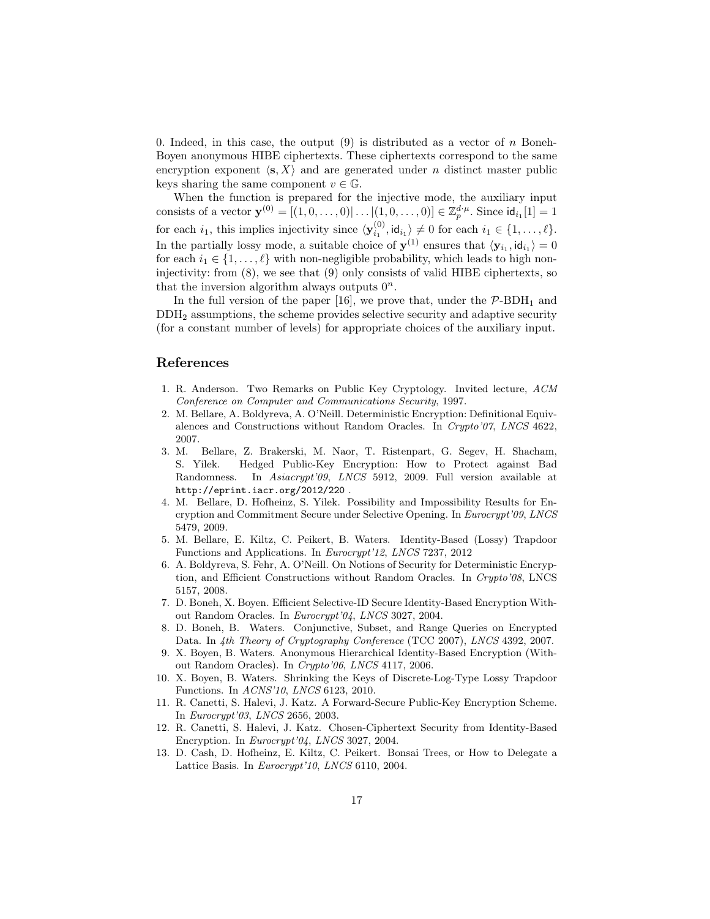0. Indeed, in this case, the output (9) is distributed as a vector of $n$ Boneh-Boyen anonymous HIBE ciphertexts. These ciphertexts correspond to the same encryption exponent $\langle \mathbf{s}, X \rangle$ and are generated under $n$ distinct master public keys sharing the same component $v \in \mathbb{G}$.

When the function is prepared for the injective mode, the auxiliary input consists of a vector $\mathbf{y}^{(0)} = [(1, 0, \ldots, 0)| \ldots |(1, 0, \ldots, 0)] \in \mathbb{Z}_p^{d \cdot \mu}$. Since $\mathsf{id}_{i_1}[1] = 1$ for each $i_1$, this implies injectivity since $\langle \mathbf{y}_{i_1}^{(0)}, \mathsf{id}_{i_1} \rangle \neq 0$ for each $i_1 \in \{1, \ldots, \ell\}$. In the partially lossy mode, a suitable choice of $\mathbf{y}^{(1)}$ ensures that $\langle \mathbf{y}_{i_1}, \mathsf{id}_{i_1} \rangle = 0$ for each $i_1 \in \{1, \ldots, \ell\}$ with non-negligible probability, which leads to high non-injectivity: from (8), we see that (9) only consists of valid HIBE ciphertexts, so that the inversion algorithm always outputs $0^n$.

In the full version of the paper [16], we prove that, under the $\mathcal{P}$-BDH$_1$ and DDH$_2$ assumptions, the scheme provides selective security and adaptive security (for a constant number of levels) for appropriate choices of the auxiliary input.

## References

1. R. Anderson. Two Remarks on Public Key Cryptology. Invited lecture, *ACM Conference on Computer and Communications Security*, 1997.
2. M. Bellare, A. Boldyreva, A. O'Neill. Deterministic Encryption: Definitional Equivalences and Constructions without Random Oracles. In *Crypto'07*, *LNCS* 4622, 2007.
3. M. Bellare, Z. Brakerski, M. Naor, T. Ristenpart, G. Segev, H. Shacham, S. Yilek. Hedged Public-Key Encryption: How to Protect against Bad Randomness. In *Asiacrypt'09*, *LNCS* 5912, 2009. Full version available at http://eprint.iacr.org/2012/220 .
4. M. Bellare, D. Hofheinz, S. Yilek. Possibility and Impossibility Results for Encryption and Commitment Secure under Selective Opening. In *Eurocrypt'09*, *LNCS* 5479, 2009.
5. M. Bellare, E. Kiltz, C. Peikert, B. Waters. Identity-Based (Lossy) Trapdoor Functions and Applications. In *Eurocrypt'12*, *LNCS* 7237, 2012
6. A. Boldyreva, S. Fehr, A. O'Neill. On Notions of Security for Deterministic Encryption, and Efficient Constructions without Random Oracles. In *Crypto'08*, LNCS 5157, 2008.
7. D. Boneh, X. Boyen. Efficient Selective-ID Secure Identity-Based Encryption Without Random Oracles. In *Eurocrypt'04*, *LNCS* 3027, 2004.
8. D. Boneh, B. Waters. Conjunctive, Subset, and Range Queries on Encrypted Data. In *4th Theory of Cryptography Conference* (TCC 2007), *LNCS* 4392, 2007.
9. X. Boyen, B. Waters. Anonymous Hierarchical Identity-Based Encryption (Without Random Oracles). In *Crypto'06*, *LNCS* 4117, 2006.
10. X. Boyen, B. Waters. Shrinking the Keys of Discrete-Log-Type Lossy Trapdoor Functions. In *ACNS'10*, *LNCS* 6123, 2010.
11. R. Canetti, S. Halevi, J. Katz. A Forward-Secure Public-Key Encryption Scheme. In *Eurocrypt'03*, *LNCS* 2656, 2003.
12. R. Canetti, S. Halevi, J. Katz. Chosen-Ciphertext Security from Identity-Based Encryption. In *Eurocrypt'04*, *LNCS* 3027, 2004.
13. D. Cash, D. Hofheinz, E. Kiltz, C. Peikert. Bonsai Trees, or How to Delegate a Lattice Basis. In *Eurocrypt'10*, *LNCS* 6110, 2004.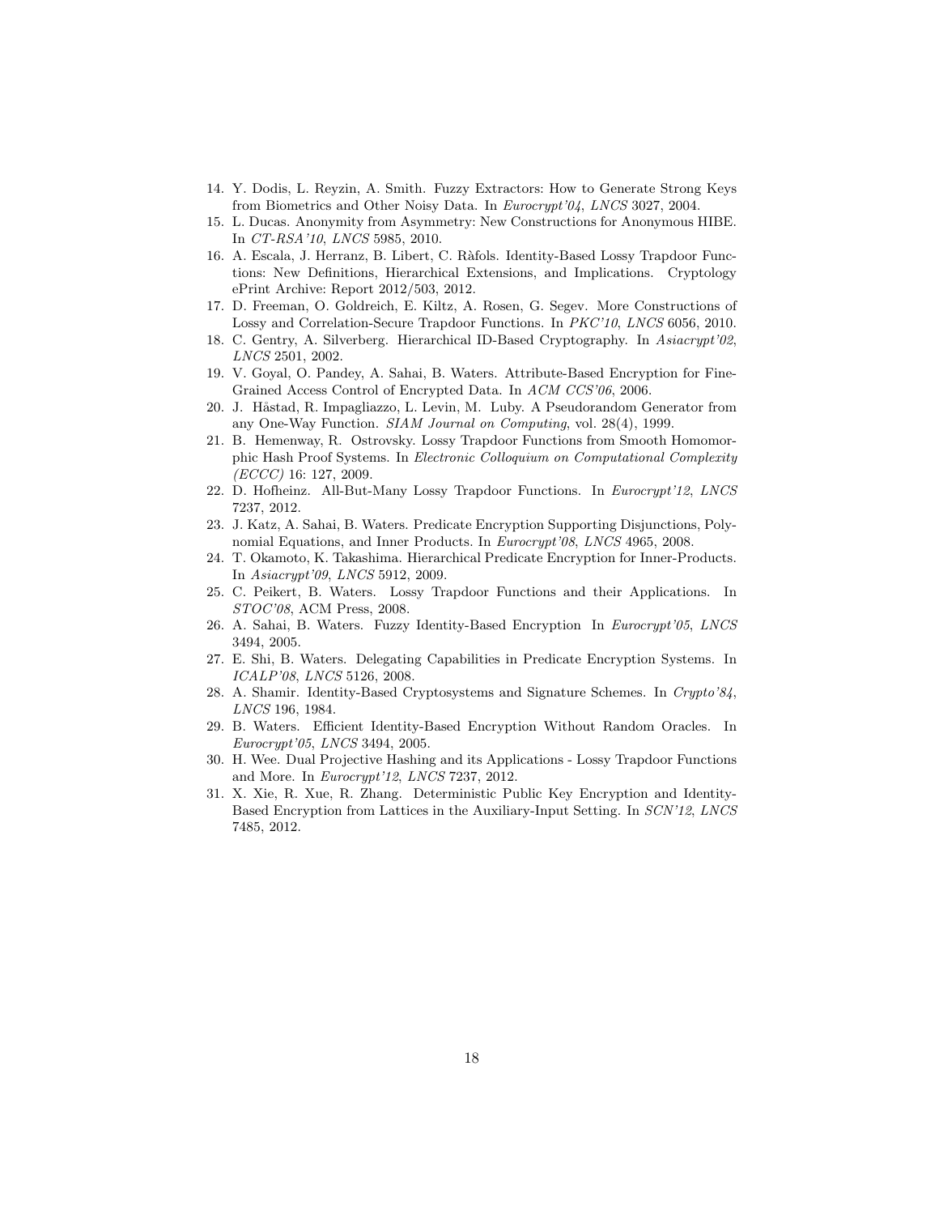14. Y. Dodis, L. Reyzin, A. Smith. Fuzzy Extractors: How to Generate Strong Keys from Biometrics and Other Noisy Data. In *Eurocrypt'04*, *LNCS* 3027, 2004.
15. L. Ducas. Anonymity from Asymmetry: New Constructions for Anonymous HIBE. In *CT-RSA'10*, *LNCS* 5985, 2010.
16. A. Escala, J. Herranz, B. Libert, C. Ràfols. Identity-Based Lossy Trapdoor Functions: New Definitions, Hierarchical Extensions, and Implications. Cryptology ePrint Archive: Report 2012/503, 2012.
17. D. Freeman, O. Goldreich, E. Kiltz, A. Rosen, G. Segev. More Constructions of Lossy and Correlation-Secure Trapdoor Functions. In *PKC'10*, *LNCS* 6056, 2010.
18. C. Gentry, A. Silverberg. Hierarchical ID-Based Cryptography. In *Asiacrypt'02*, *LNCS* 2501, 2002.
19. V. Goyal, O. Pandey, A. Sahai, B. Waters. Attribute-Based Encryption for Fine-Grained Access Control of Encrypted Data. In *ACM CCS'06*, 2006.
20. J. Håstad, R. Impagliazzo, L. Levin, M. Luby. A Pseudorandom Generator from any One-Way Function. *SIAM Journal on Computing*, vol. 28(4), 1999.
21. B. Hemenway, R. Ostrovsky. Lossy Trapdoor Functions from Smooth Homomorphic Hash Proof Systems. In *Electronic Colloquium on Computational Complexity (ECCC)* 16: 127, 2009.
22. D. Hofheinz. All-But-Many Lossy Trapdoor Functions. In *Eurocrypt'12*, *LNCS* 7237, 2012.
23. J. Katz, A. Sahai, B. Waters. Predicate Encryption Supporting Disjunctions, Polynomial Equations, and Inner Products. In *Eurocrypt'08*, *LNCS* 4965, 2008.
24. T. Okamoto, K. Takashima. Hierarchical Predicate Encryption for Inner-Products. In *Asiacrypt'09*, *LNCS* 5912, 2009.
25. C. Peikert, B. Waters. Lossy Trapdoor Functions and their Applications. In *STOC'08*, ACM Press, 2008.
26. A. Sahai, B. Waters. Fuzzy Identity-Based Encryption In *Eurocrypt'05*, *LNCS* 3494, 2005.
27. E. Shi, B. Waters. Delegating Capabilities in Predicate Encryption Systems. In *ICALP'08*, *LNCS* 5126, 2008.
28. A. Shamir. Identity-Based Cryptosystems and Signature Schemes. In *Crypto'84*, *LNCS* 196, 1984.
29. B. Waters. Efficient Identity-Based Encryption Without Random Oracles. In *Eurocrypt'05*, *LNCS* 3494, 2005.
30. H. Wee. Dual Projective Hashing and its Applications - Lossy Trapdoor Functions and More. In *Eurocrypt'12*, *LNCS* 7237, 2012.
31. X. Xie, R. Xue, R. Zhang. Deterministic Public Key Encryption and Identity-Based Encryption from Lattices in the Auxiliary-Input Setting. In *SCN'12*, *LNCS* 7485, 2012.